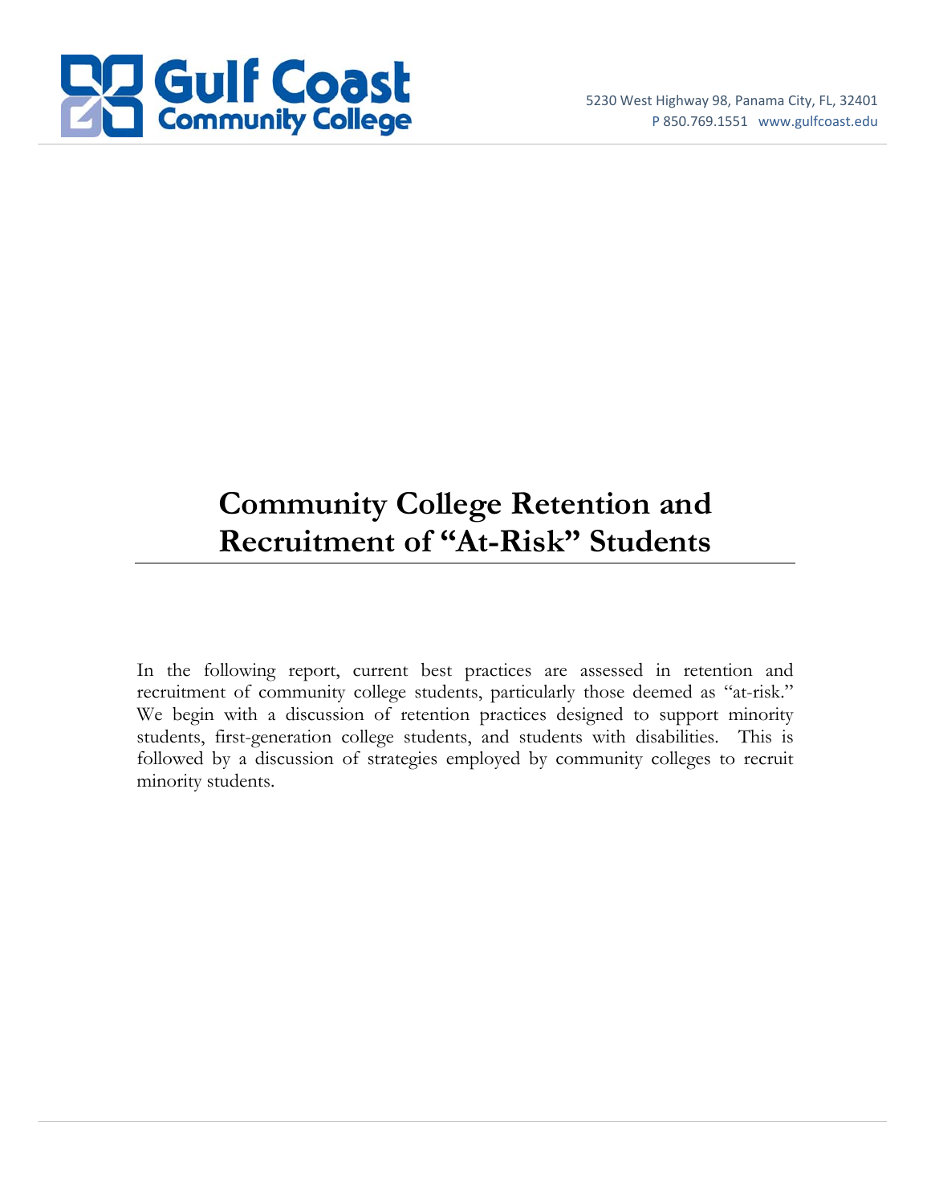Gulf Coast Community College

5230 West Highway 98, Panama City, FL, 32401
P 850.769.1551 www.gulfcoast.edu

# Community College Retention and Recruitment of "At-Risk" Students

In the following report, current best practices are assessed in retention and recruitment of community college students, particularly those deemed as "at-risk." We begin with a discussion of retention practices designed to support minority students, first-generation college students, and students with disabilities. This is followed by a discussion of strategies employed by community colleges to recruit minority students.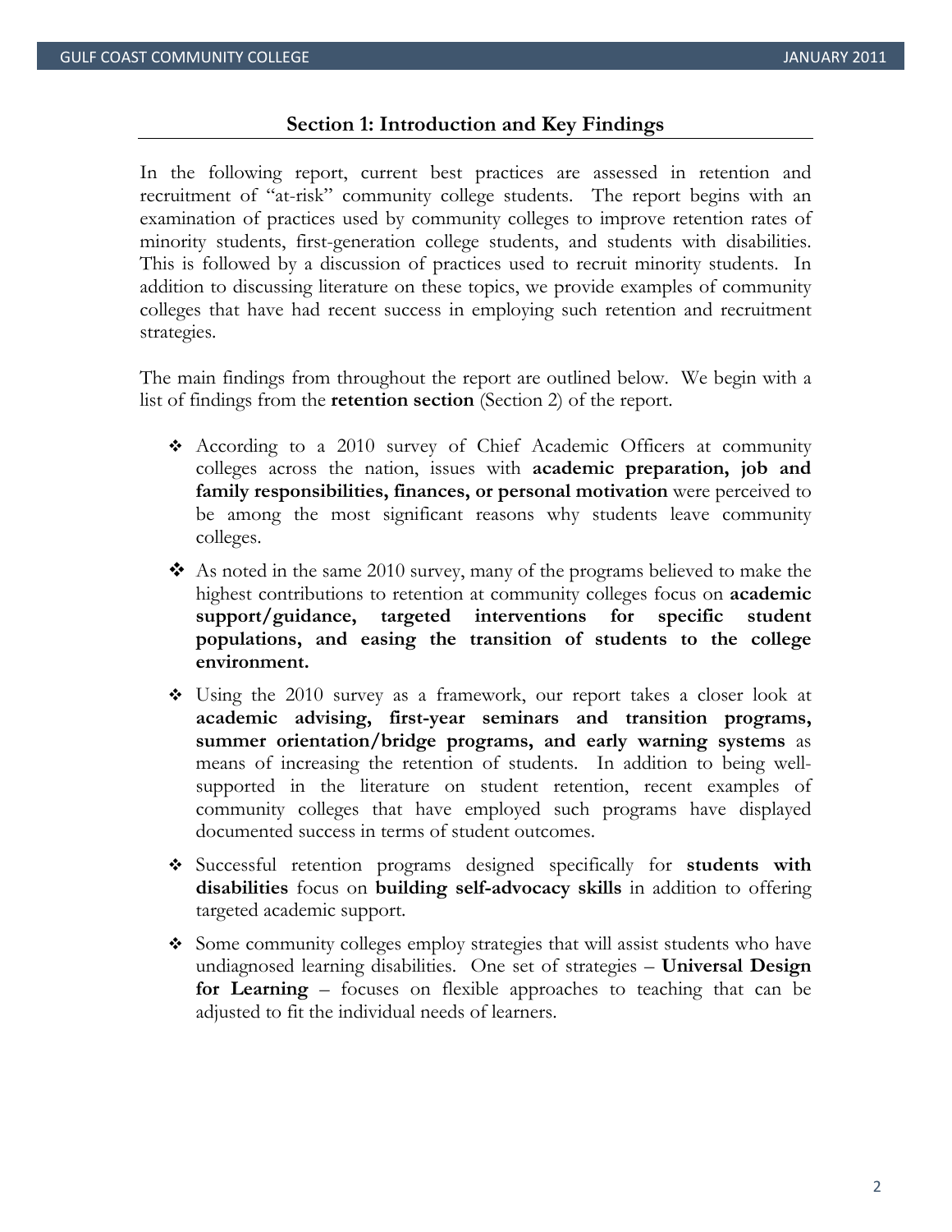## Section 1: Introduction and Key Findings

In the following report, current best practices are assessed in retention and recruitment of "at-risk" community college students. The report begins with an examination of practices used by community colleges to improve retention rates of minority students, first-generation college students, and students with disabilities. This is followed by a discussion of practices used to recruit minority students. In addition to discussing literature on these topics, we provide examples of community colleges that have had recent success in employing such retention and recruitment strategies.

The main findings from throughout the report are outlined below. We begin with a list of findings from the **retention section** (Section 2) of the report.

- According to a 2010 survey of Chief Academic Officers at community colleges across the nation, issues with **academic preparation, job and family responsibilities, finances, or personal motivation** were perceived to be among the most significant reasons why students leave community colleges.
- As noted in the same 2010 survey, many of the programs believed to make the highest contributions to retention at community colleges focus on **academic support/guidance, targeted interventions for specific student populations, and easing the transition of students to the college environment.**
- Using the 2010 survey as a framework, our report takes a closer look at **academic advising, first-year seminars and transition programs, summer orientation/bridge programs, and early warning systems** as means of increasing the retention of students. In addition to being well-supported in the literature on student retention, recent examples of community colleges that have employed such programs have displayed documented success in terms of student outcomes.
- Successful retention programs designed specifically for **students with disabilities** focus on **building self-advocacy skills** in addition to offering targeted academic support.
- Some community colleges employ strategies that will assist students who have undiagnosed learning disabilities. One set of strategies – **Universal Design for Learning** – focuses on flexible approaches to teaching that can be adjusted to fit the individual needs of learners.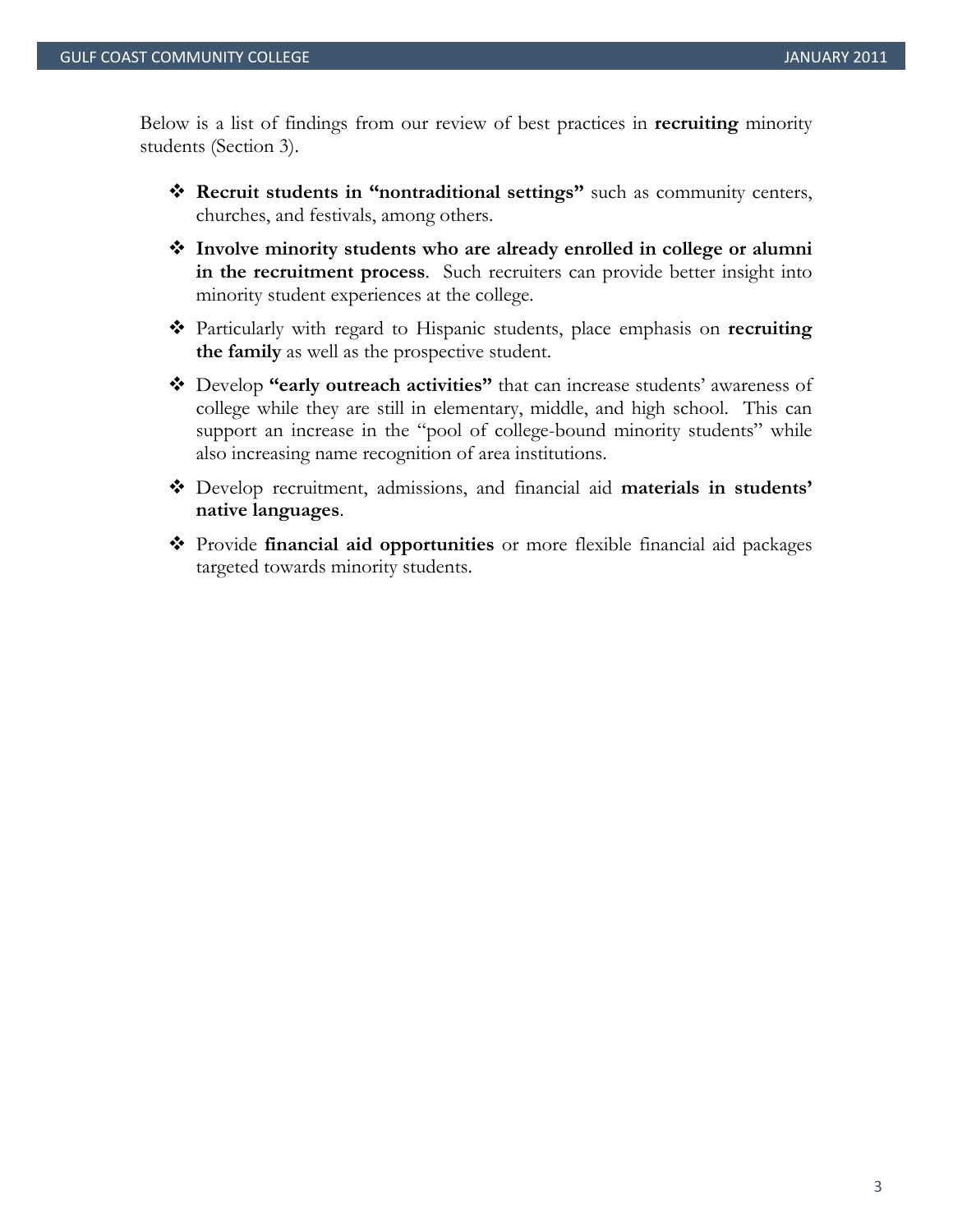Below is a list of findings from our review of best practices in **recruiting** minority students (Section 3).

- **Recruit students in "nontraditional settings"** such as community centers, churches, and festivals, among others.
- **Involve minority students who are already enrolled in college or alumni in the recruitment process**. Such recruiters can provide better insight into minority student experiences at the college.
- Particularly with regard to Hispanic students, place emphasis on **recruiting the family** as well as the prospective student.
- Develop **"early outreach activities"** that can increase students' awareness of college while they are still in elementary, middle, and high school. This can support an increase in the "pool of college-bound minority students" while also increasing name recognition of area institutions.
- Develop recruitment, admissions, and financial aid **materials in students' native languages**.
- Provide **financial aid opportunities** or more flexible financial aid packages targeted towards minority students.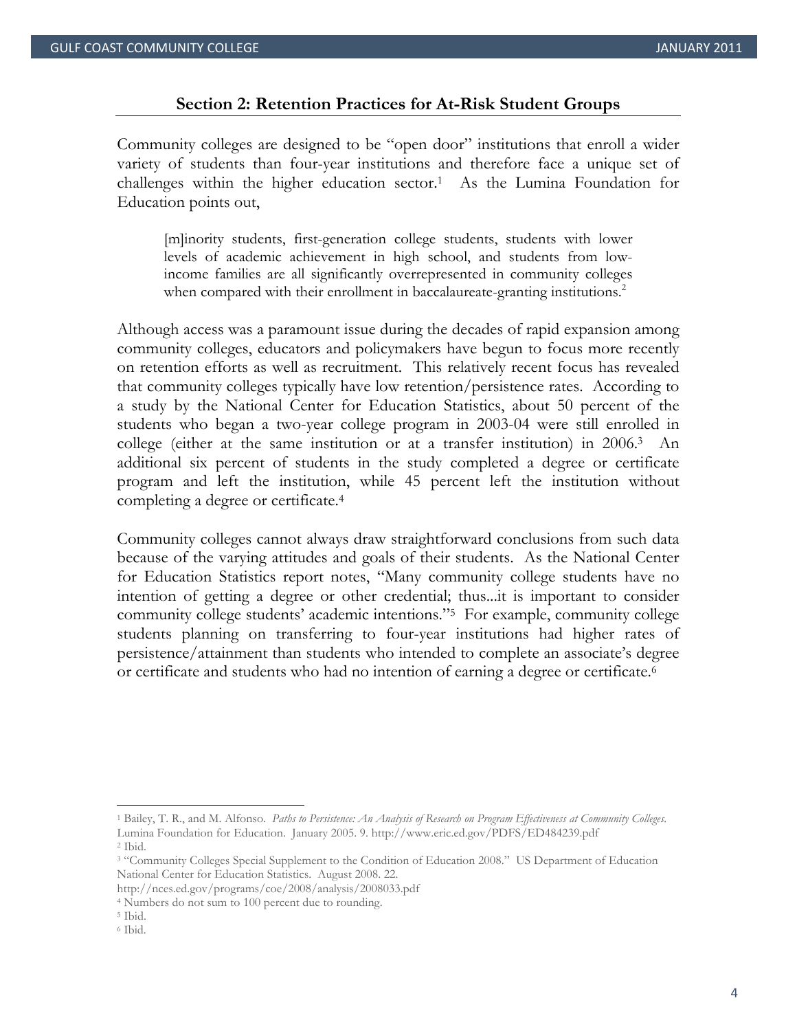## Section 2: Retention Practices for At-Risk Student Groups

Community colleges are designed to be "open door" institutions that enroll a wider variety of students than four-year institutions and therefore face a unique set of challenges within the higher education sector.[1] As the Lumina Foundation for Education points out,

> [m]inority students, first-generation college students, students with lower levels of academic achievement in high school, and students from low-income families are all significantly overrepresented in community colleges when compared with their enrollment in baccalaureate-granting institutions.[2]

Although access was a paramount issue during the decades of rapid expansion among community colleges, educators and policymakers have begun to focus more recently on retention efforts as well as recruitment. This relatively recent focus has revealed that community colleges typically have low retention/persistence rates. According to a study by the National Center for Education Statistics, about 50 percent of the students who began a two-year college program in 2003-04 were still enrolled in college (either at the same institution or at a transfer institution) in 2006.[3] An additional six percent of students in the study completed a degree or certificate program and left the institution, while 45 percent left the institution without completing a degree or certificate.[4]

Community colleges cannot always draw straightforward conclusions from such data because of the varying attitudes and goals of their students. As the National Center for Education Statistics report notes, "Many community college students have no intention of getting a degree or other credential; thus...it is important to consider community college students' academic intentions."[5] For example, community college students planning on transferring to four-year institutions had higher rates of persistence/attainment than students who intended to complete an associate's degree or certificate and students who had no intention of earning a degree or certificate.[6]

---

[1] Bailey, T. R., and M. Alfonso. *Paths to Persistence: An Analysis of Research on Program Effectiveness at Community Colleges.* Lumina Foundation for Education. January 2005. 9. http://www.eric.ed.gov/PDFS/ED484239.pdf

[2] Ibid.

[3] "Community Colleges Special Supplement to the Condition of Education 2008." US Department of Education National Center for Education Statistics. August 2008. 22. http://nces.ed.gov/programs/coe/2008/analysis/2008033.pdf

[4] Numbers do not sum to 100 percent due to rounding.

[5] Ibid.

[6] Ibid.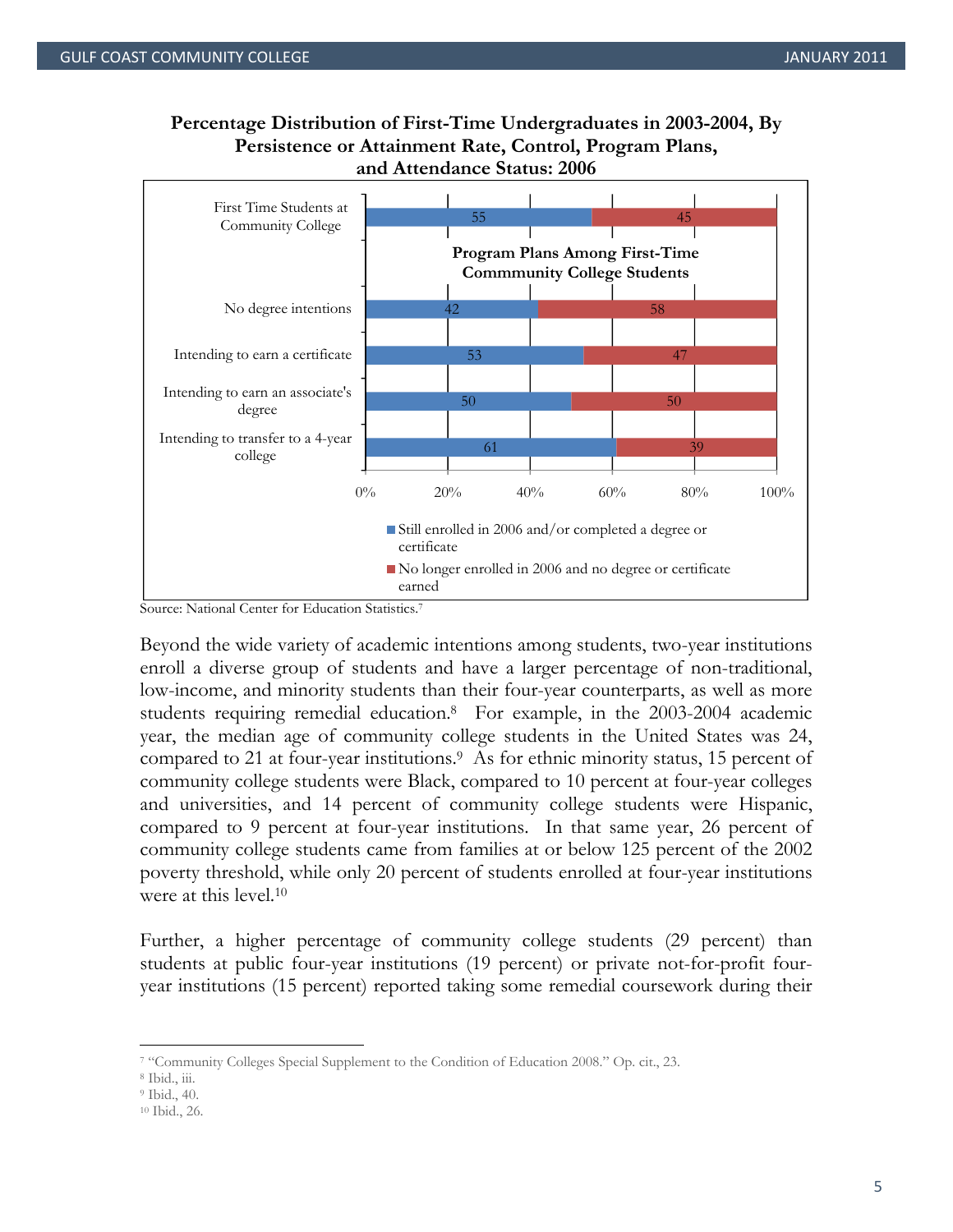**Percentage Distribution of First-Time Undergraduates in 2003-2004, By Persistence or Attainment Rate, Control, Program Plans, and Attendance Status: 2006**

| | Still enrolled in 2006 and/or completed a degree or certificate | No longer enrolled in 2006 and no degree or certificate earned |
|---|---|---|
| First Time Students at Community College | 55 | 45 |
| **Program Plans Among First-Time Commmunity College Students** | | |
| No degree intentions | 42 | 58 |
| Intending to earn a certificate | 53 | 47 |
| Intending to earn an associate's degree | 50 | 50 |
| Intending to transfer to a 4-year college | 61 | 39 |

Source: National Center for Education Statistics.[7]

Beyond the wide variety of academic intentions among students, two-year institutions enroll a diverse group of students and have a larger percentage of non-traditional, low-income, and minority students than their four-year counterparts, as well as more students requiring remedial education.[8] For example, in the 2003-2004 academic year, the median age of community college students in the United States was 24, compared to 21 at four-year institutions.[9] As for ethnic minority status, 15 percent of community college students were Black, compared to 10 percent at four-year colleges and universities, and 14 percent of community college students were Hispanic, compared to 9 percent at four-year institutions. In that same year, 26 percent of community college students came from families at or below 125 percent of the 2002 poverty threshold, while only 20 percent of students enrolled at four-year institutions were at this level.[10]

Further, a higher percentage of community college students (29 percent) than students at public four-year institutions (19 percent) or private not-for-profit four-year institutions (15 percent) reported taking some remedial coursework during their

---

[7] "Community Colleges Special Supplement to the Condition of Education 2008." Op. cit., 23.

[8] Ibid., iii.

[9] Ibid., 40.

[10] Ibid., 26.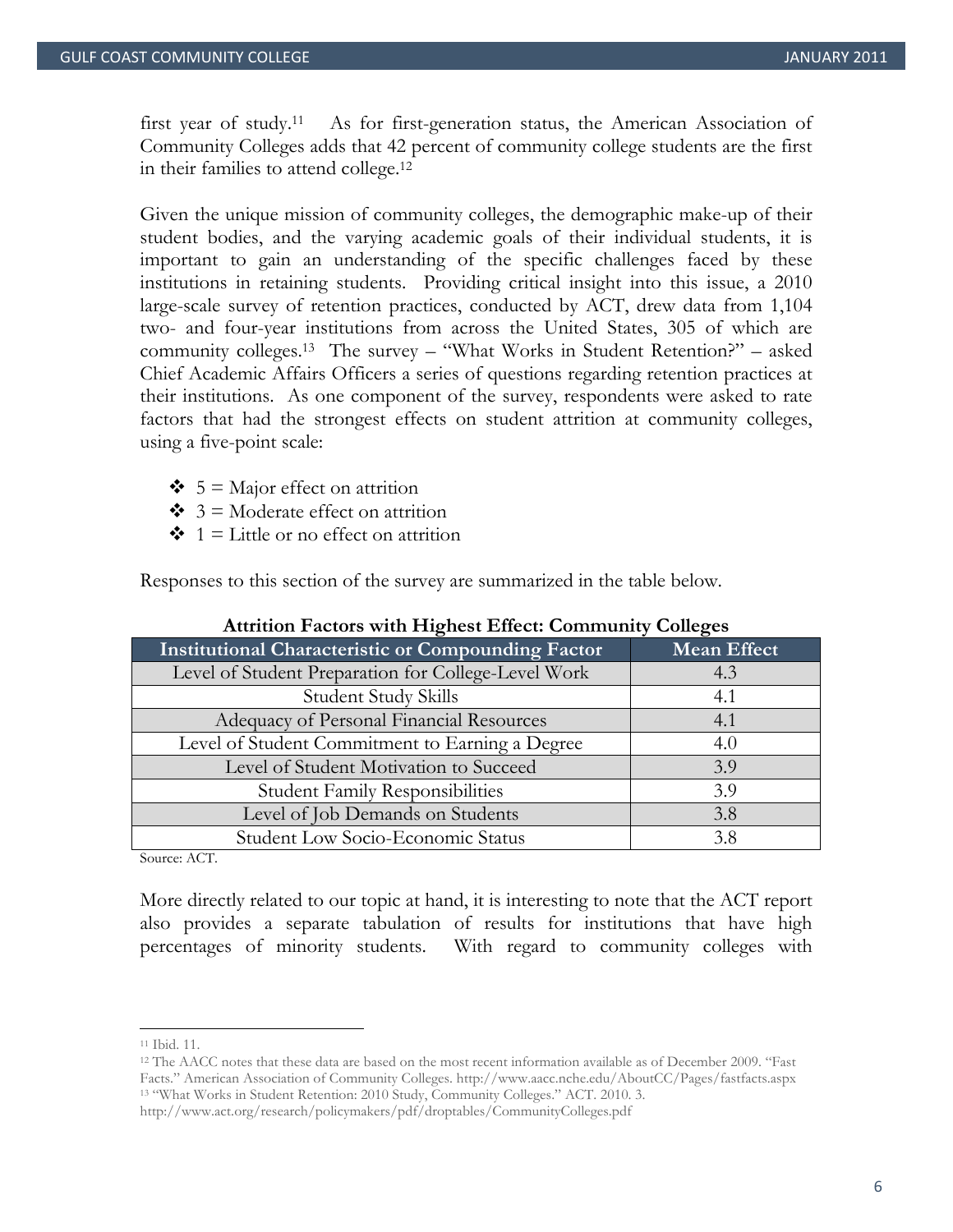first year of study.[11] As for first-generation status, the American Association of Community Colleges adds that 42 percent of community college students are the first in their families to attend college.[12]

Given the unique mission of community colleges, the demographic make-up of their student bodies, and the varying academic goals of their individual students, it is important to gain an understanding of the specific challenges faced by these institutions in retaining students. Providing critical insight into this issue, a 2010 large-scale survey of retention practices, conducted by ACT, drew data from 1,104 two- and four-year institutions from across the United States, 305 of which are community colleges.[13] The survey – "What Works in Student Retention?" – asked Chief Academic Affairs Officers a series of questions regarding retention practices at their institutions. As one component of the survey, respondents were asked to rate factors that had the strongest effects on student attrition at community colleges, using a five-point scale:

- 5 = Major effect on attrition
- 3 = Moderate effect on attrition
- 1 = Little or no effect on attrition

Responses to this section of the survey are summarized in the table below.

**Attrition Factors with Highest Effect: Community Colleges**

| Institutional Characteristic or Compounding Factor | Mean Effect |
| --- | --- |
| Level of Student Preparation for College-Level Work | 4.3 |
| Student Study Skills | 4.1 |
| Adequacy of Personal Financial Resources | 4.1 |
| Level of Student Commitment to Earning a Degree | 4.0 |
| Level of Student Motivation to Succeed | 3.9 |
| Student Family Responsibilities | 3.9 |
| Level of Job Demands on Students | 3.8 |
| Student Low Socio-Economic Status | 3.8 |

Source: ACT.

More directly related to our topic at hand, it is interesting to note that the ACT report also provides a separate tabulation of results for institutions that have high percentages of minority students. With regard to community colleges with

---

[11] Ibid. 11.

[12] The AACC notes that these data are based on the most recent information available as of December 2009. "Fast Facts." American Association of Community Colleges. http://www.aacc.nche.edu/AboutCC/Pages/fastfacts.aspx

[13] "What Works in Student Retention: 2010 Study, Community Colleges." ACT. 2010. 3. http://www.act.org/research/policymakers/pdf/droptables/CommunityColleges.pdf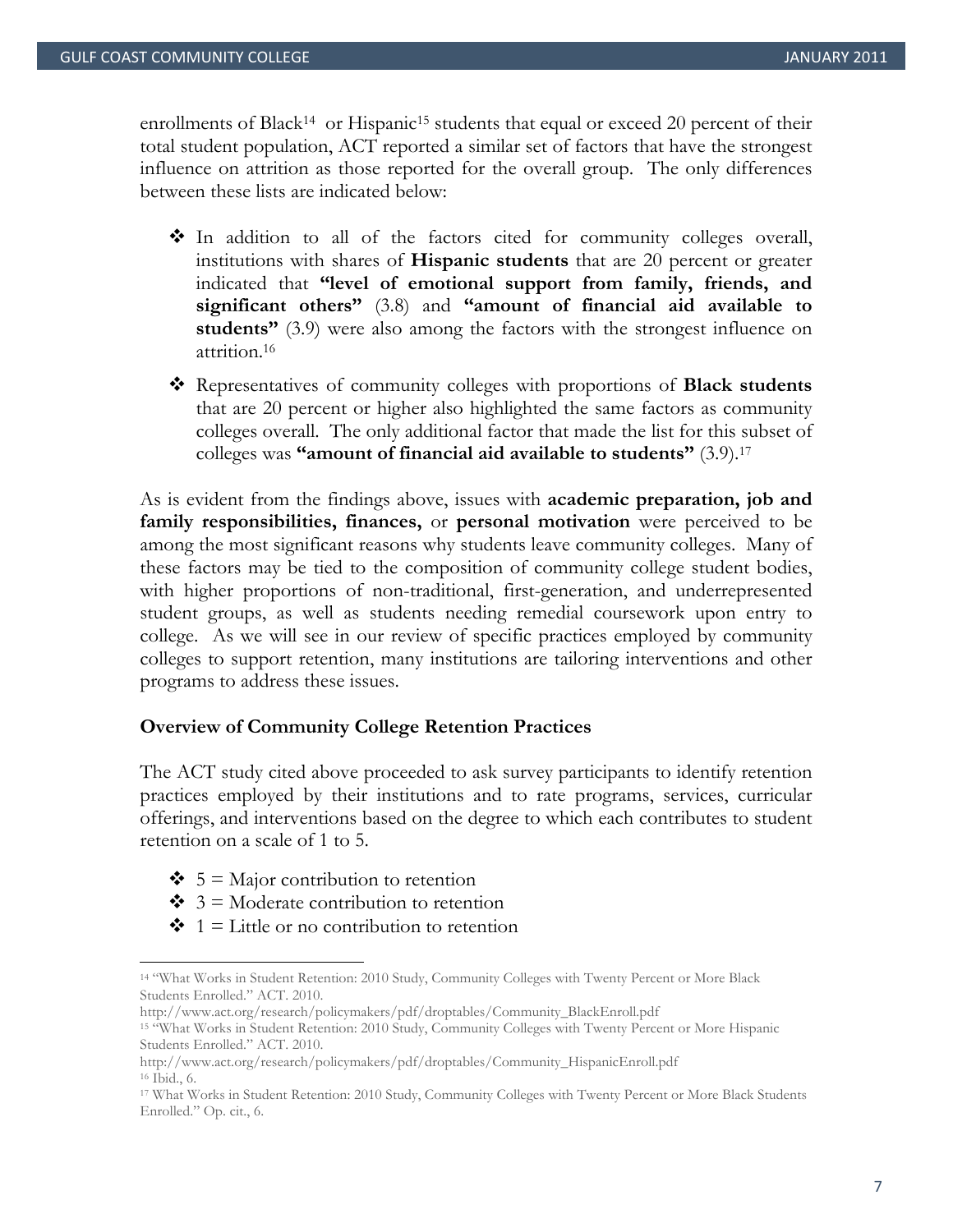enrollments of Black[14] or Hispanic[15] students that equal or exceed 20 percent of their total student population, ACT reported a similar set of factors that have the strongest influence on attrition as those reported for the overall group. The only differences between these lists are indicated below:

- In addition to all of the factors cited for community colleges overall, institutions with shares of **Hispanic students** that are 20 percent or greater indicated that **"level of emotional support from family, friends, and significant others"** (3.8) and **"amount of financial aid available to students"** (3.9) were also among the factors with the strongest influence on attrition.[16]
- Representatives of community colleges with proportions of **Black students** that are 20 percent or higher also highlighted the same factors as community colleges overall. The only additional factor that made the list for this subset of colleges was **"amount of financial aid available to students"** (3.9).[17]

As is evident from the findings above, issues with **academic preparation, job and family responsibilities, finances,** or **personal motivation** were perceived to be among the most significant reasons why students leave community colleges. Many of these factors may be tied to the composition of community college student bodies, with higher proportions of non-traditional, first-generation, and underrepresented student groups, as well as students needing remedial coursework upon entry to college. As we will see in our review of specific practices employed by community colleges to support retention, many institutions are tailoring interventions and other programs to address these issues.

### Overview of Community College Retention Practices

The ACT study cited above proceeded to ask survey participants to identify retention practices employed by their institutions and to rate programs, services, curricular offerings, and interventions based on the degree to which each contributes to student retention on a scale of 1 to 5.

- 5 = Major contribution to retention
- 3 = Moderate contribution to retention
- 1 = Little or no contribution to retention

---

[14] "What Works in Student Retention: 2010 Study, Community Colleges with Twenty Percent or More Black Students Enrolled." ACT. 2010.
http://www.act.org/research/policymakers/pdf/droptables/Community_BlackEnroll.pdf

[15] "What Works in Student Retention: 2010 Study, Community Colleges with Twenty Percent or More Hispanic Students Enrolled." ACT. 2010.
http://www.act.org/research/policymakers/pdf/droptables/Community_HispanicEnroll.pdf

[16] Ibid., 6.

[17] What Works in Student Retention: 2010 Study, Community Colleges with Twenty Percent or More Black Students Enrolled." Op. cit., 6.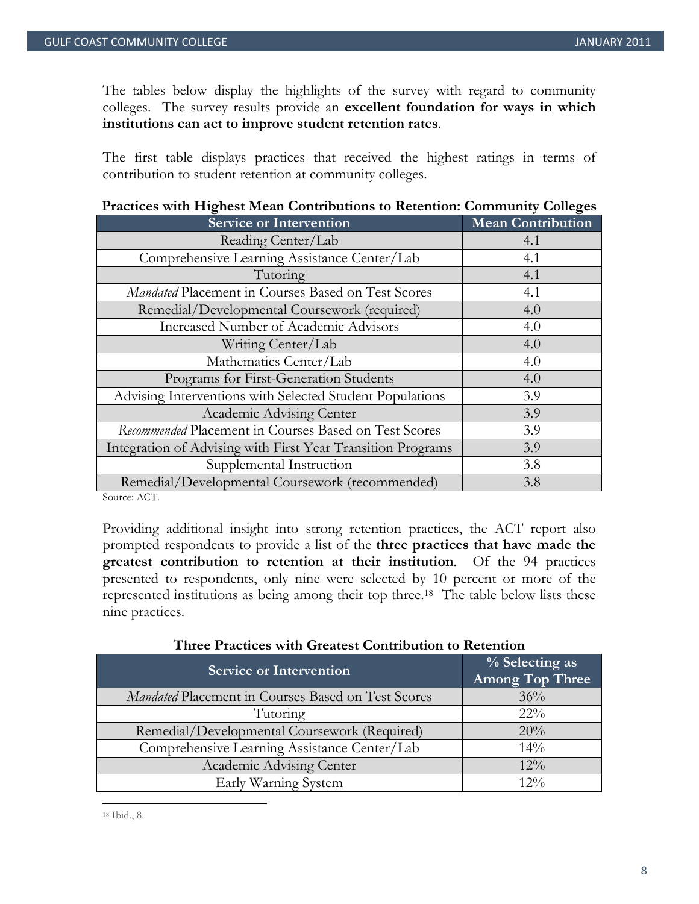The tables below display the highlights of the survey with regard to community colleges. The survey results provide an **excellent foundation for ways in which institutions can act to improve student retention rates**.

The first table displays practices that received the highest ratings in terms of contribution to student retention at community colleges.

**Practices with Highest Mean Contributions to Retention: Community Colleges**

| Service or Intervention | Mean Contribution |
|---|---|
| Reading Center/Lab | 4.1 |
| Comprehensive Learning Assistance Center/Lab | 4.1 |
| Tutoring | 4.1 |
| *Mandated* Placement in Courses Based on Test Scores | 4.1 |
| Remedial/Developmental Coursework (required) | 4.0 |
| Increased Number of Academic Advisors | 4.0 |
| Writing Center/Lab | 4.0 |
| Mathematics Center/Lab | 4.0 |
| Programs for First-Generation Students | 4.0 |
| Advising Interventions with Selected Student Populations | 3.9 |
| Academic Advising Center | 3.9 |
| *Recommended* Placement in Courses Based on Test Scores | 3.9 |
| Integration of Advising with First Year Transition Programs | 3.9 |
| Supplemental Instruction | 3.8 |
| Remedial/Developmental Coursework (recommended) | 3.8 |

Source: ACT.

Providing additional insight into strong retention practices, the ACT report also prompted respondents to provide a list of the **three practices that have made the greatest contribution to retention at their institution**. Of the 94 practices presented to respondents, only nine were selected by 10 percent or more of the represented institutions as being among their top three.[18] The table below lists these nine practices.

**Three Practices with Greatest Contribution to Retention**

| Service or Intervention | % Selecting as Among Top Three |
|---|---|
| *Mandated* Placement in Courses Based on Test Scores | 36% |
| Tutoring | 22% |
| Remedial/Developmental Coursework (Required) | 20% |
| Comprehensive Learning Assistance Center/Lab | 14% |
| Academic Advising Center | 12% |
| Early Warning System | 12% |

[18] Ibid., 8.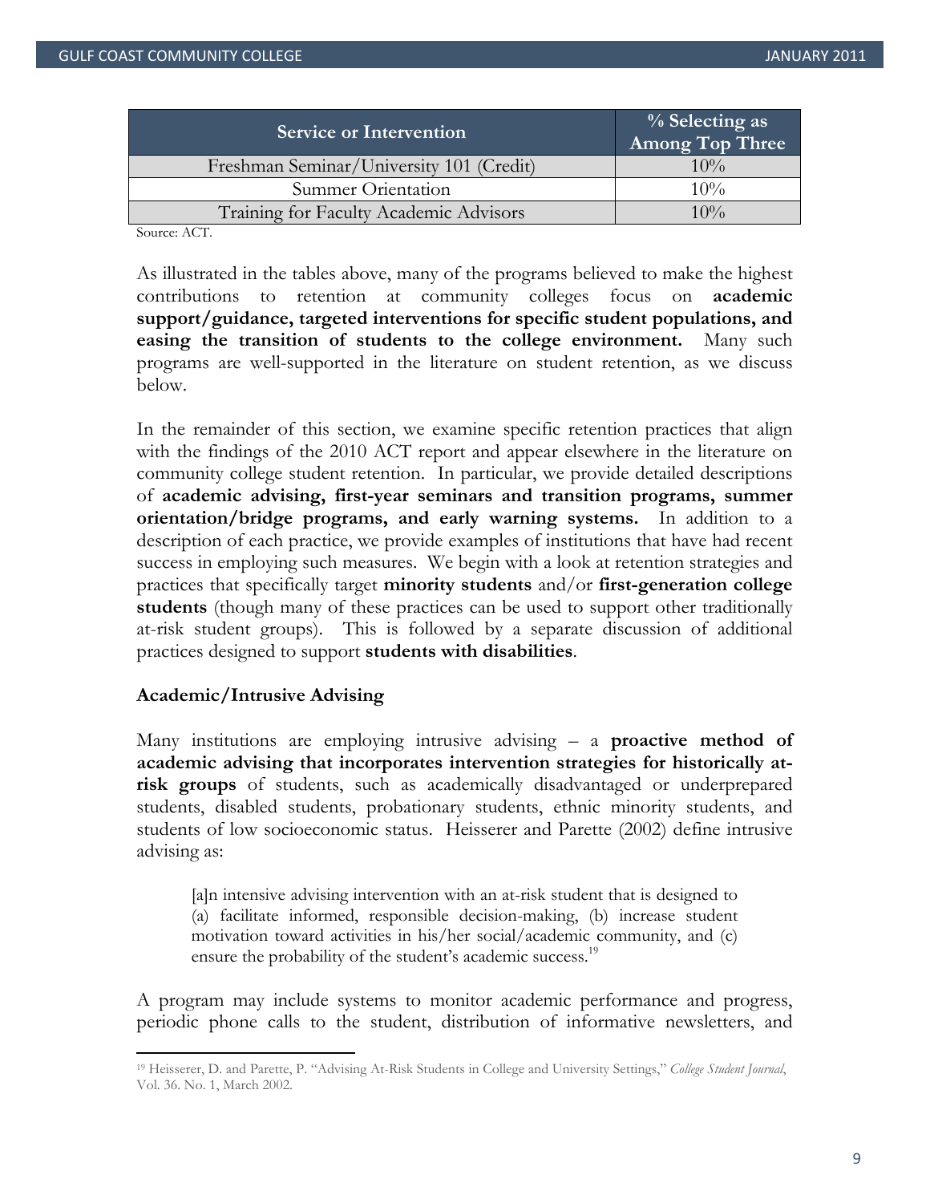| Service or Intervention | % Selecting as Among Top Three |
|---|---|
| Freshman Seminar/University 101 (Credit) | 10% |
| Summer Orientation | 10% |
| Training for Faculty Academic Advisors | 10% |

Source: ACT.

As illustrated in the tables above, many of the programs believed to make the highest contributions to retention at community colleges focus on **academic support/guidance, targeted interventions for specific student populations, and easing the transition of students to the college environment.** Many such programs are well-supported in the literature on student retention, as we discuss below.

In the remainder of this section, we examine specific retention practices that align with the findings of the 2010 ACT report and appear elsewhere in the literature on community college student retention. In particular, we provide detailed descriptions of **academic advising, first-year seminars and transition programs, summer orientation/bridge programs, and early warning systems.** In addition to a description of each practice, we provide examples of institutions that have had recent success in employing such measures. We begin with a look at retention strategies and practices that specifically target **minority students** and/or **first-generation college students** (though many of these practices can be used to support other traditionally at-risk student groups). This is followed by a separate discussion of additional practices designed to support **students with disabilities**.

### Academic/Intrusive Advising

Many institutions are employing intrusive advising – a **proactive method of academic advising that incorporates intervention strategies for historically at-risk groups** of students, such as academically disadvantaged or underprepared students, disabled students, probationary students, ethnic minority students, and students of low socioeconomic status. Heisserer and Parette (2002) define intrusive advising as:

> [a]n intensive advising intervention with an at-risk student that is designed to (a) facilitate informed, responsible decision-making, (b) increase student motivation toward activities in his/her social/academic community, and (c) ensure the probability of the student's academic success.[19]

A program may include systems to monitor academic performance and progress, periodic phone calls to the student, distribution of informative newsletters, and

---

[19] Heisserer, D. and Parette, P. "Advising At-Risk Students in College and University Settings," *College Student Journal*, Vol. 36. No. 1, March 2002.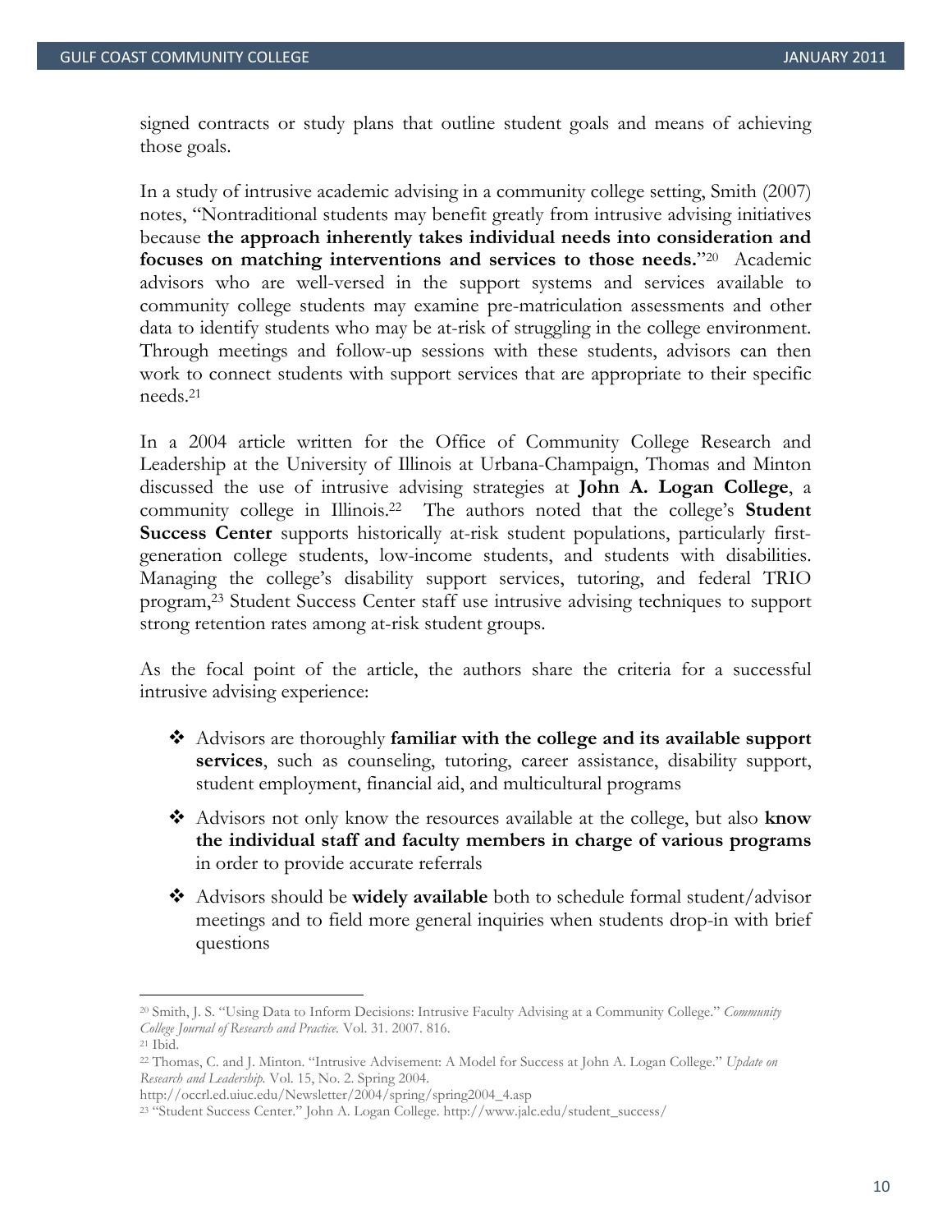signed contracts or study plans that outline student goals and means of achieving those goals.

In a study of intrusive academic advising in a community college setting, Smith (2007) notes, "Nontraditional students may benefit greatly from intrusive advising initiatives because **the approach inherently takes individual needs into consideration and focuses on matching interventions and services to those needs.**"[20] Academic advisors who are well-versed in the support systems and services available to community college students may examine pre-matriculation assessments and other data to identify students who may be at-risk of struggling in the college environment. Through meetings and follow-up sessions with these students, advisors can then work to connect students with support services that are appropriate to their specific needs.[21]

In a 2004 article written for the Office of Community College Research and Leadership at the University of Illinois at Urbana-Champaign, Thomas and Minton discussed the use of intrusive advising strategies at **John A. Logan College**, a community college in Illinois.[22] The authors noted that the college's **Student Success Center** supports historically at-risk student populations, particularly first-generation college students, low-income students, and students with disabilities. Managing the college's disability support services, tutoring, and federal TRIO program,[23] Student Success Center staff use intrusive advising techniques to support strong retention rates among at-risk student groups.

As the focal point of the article, the authors share the criteria for a successful intrusive advising experience:

- Advisors are thoroughly **familiar with the college and its available support services**, such as counseling, tutoring, career assistance, disability support, student employment, financial aid, and multicultural programs
- Advisors not only know the resources available at the college, but also **know the individual staff and faculty members in charge of various programs** in order to provide accurate referrals
- Advisors should be **widely available** both to schedule formal student/advisor meetings and to field more general inquiries when students drop-in with brief questions

---

[20] Smith, J. S. "Using Data to Inform Decisions: Intrusive Faculty Advising at a Community College." *Community College Journal of Research and Practice.* Vol. 31. 2007. 816.

[21] Ibid.

[22] Thomas, C. and J. Minton. "Intrusive Advisement: A Model for Success at John A. Logan College." *Update on Research and Leadership.* Vol. 15, No. 2. Spring 2004. http://occrl.ed.uiuc.edu/Newsletter/2004/spring/spring2004_4.asp

[23] "Student Success Center." John A. Logan College. http://www.jalc.edu/student_success/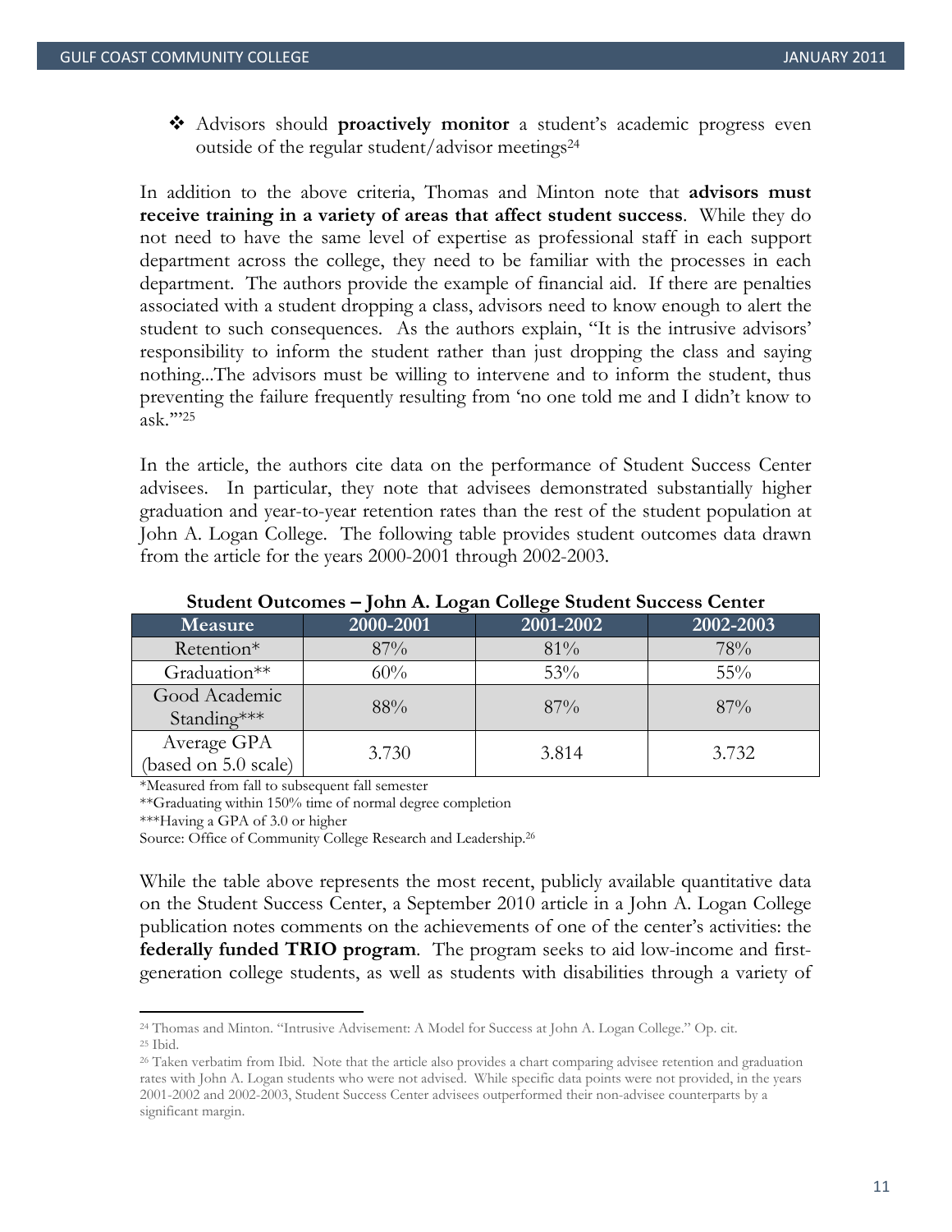❖ Advisors should **proactively monitor** a student's academic progress even outside of the regular student/advisor meetings[24]

In addition to the above criteria, Thomas and Minton note that **advisors must receive training in a variety of areas that affect student success**. While they do not need to have the same level of expertise as professional staff in each support department across the college, they need to be familiar with the processes in each department. The authors provide the example of financial aid. If there are penalties associated with a student dropping a class, advisors need to know enough to alert the student to such consequences. As the authors explain, "It is the intrusive advisors' responsibility to inform the student rather than just dropping the class and saying nothing...The advisors must be willing to intervene and to inform the student, thus preventing the failure frequently resulting from 'no one told me and I didn't know to ask.'"[25]

In the article, the authors cite data on the performance of Student Success Center advisees. In particular, they note that advisees demonstrated substantially higher graduation and year-to-year retention rates than the rest of the student population at John A. Logan College. The following table provides student outcomes data drawn from the article for the years 2000-2001 through 2002-2003.

**Student Outcomes – John A. Logan College Student Success Center**

| Measure | 2000-2001 | 2001-2002 | 2002-2003 |
|---|---|---|---|
| Retention* | 87% | 81% | 78% |
| Graduation** | 60% | 53% | 55% |
| Good Academic Standing*** | 88% | 87% | 87% |
| Average GPA (based on 5.0 scale) | 3.730 | 3.814 | 3.732 |

*Measured from fall to subsequent fall semester
**Graduating within 150% time of normal degree completion
***Having a GPA of 3.0 or higher
Source: Office of Community College Research and Leadership.[26]

While the table above represents the most recent, publicly available quantitative data on the Student Success Center, a September 2010 article in a John A. Logan College publication notes comments on the achievements of one of the center's activities: the **federally funded TRIO program**. The program seeks to aid low-income and first-generation college students, as well as students with disabilities through a variety of

[24] Thomas and Minton. "Intrusive Advisement: A Model for Success at John A. Logan College." Op. cit.
[25] Ibid.
[26] Taken verbatim from Ibid. Note that the article also provides a chart comparing advisee retention and graduation rates with John A. Logan students who were not advised. While specific data points were not provided, in the years 2001-2002 and 2002-2003, Student Success Center advisees outperformed their non-advisee counterparts by a significant margin.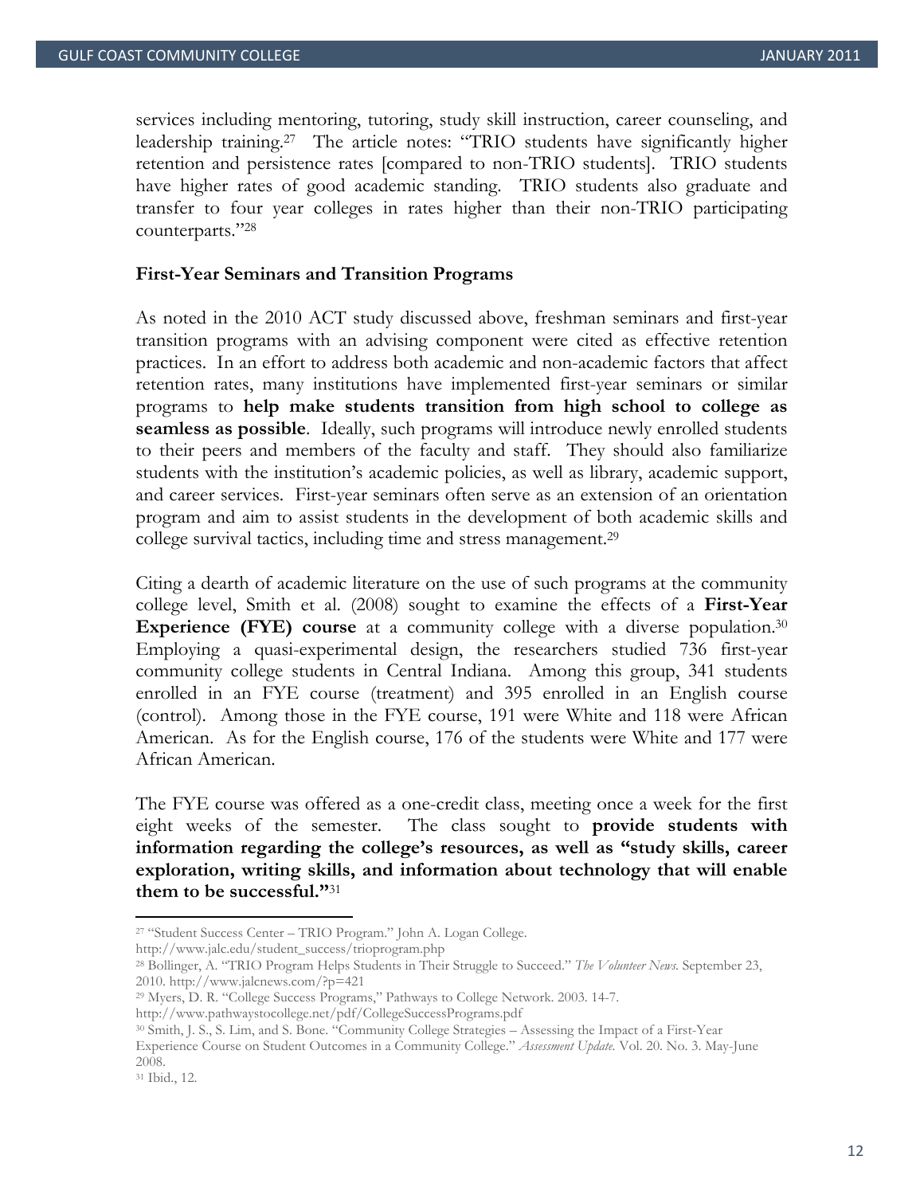services including mentoring, tutoring, study skill instruction, career counseling, and leadership training.[27] The article notes: "TRIO students have significantly higher retention and persistence rates [compared to non-TRIO students]. TRIO students have higher rates of good academic standing. TRIO students also graduate and transfer to four year colleges in rates higher than their non-TRIO participating counterparts."[28]

**First-Year Seminars and Transition Programs**

As noted in the 2010 ACT study discussed above, freshman seminars and first-year transition programs with an advising component were cited as effective retention practices. In an effort to address both academic and non-academic factors that affect retention rates, many institutions have implemented first-year seminars or similar programs to **help make students transition from high school to college as seamless as possible**. Ideally, such programs will introduce newly enrolled students to their peers and members of the faculty and staff. They should also familiarize students with the institution's academic policies, as well as library, academic support, and career services. First-year seminars often serve as an extension of an orientation program and aim to assist students in the development of both academic skills and college survival tactics, including time and stress management.[29]

Citing a dearth of academic literature on the use of such programs at the community college level, Smith et al. (2008) sought to examine the effects of a **First-Year Experience (FYE) course** at a community college with a diverse population.[30] Employing a quasi-experimental design, the researchers studied 736 first-year community college students in Central Indiana. Among this group, 341 students enrolled in an FYE course (treatment) and 395 enrolled in an English course (control). Among those in the FYE course, 191 were White and 118 were African American. As for the English course, 176 of the students were White and 177 were African American.

The FYE course was offered as a one-credit class, meeting once a week for the first eight weeks of the semester. The class sought to **provide students with information regarding the college's resources, as well as "study skills, career exploration, writing skills, and information about technology that will enable them to be successful."**[31]

---

[27] "Student Success Center – TRIO Program." John A. Logan College. http://www.jalc.edu/student_success/trioprogram.php

[28] Bollinger, A. "TRIO Program Helps Students in Their Struggle to Succeed." *The Volunteer News*. September 23, 2010. http://www.jalcnews.com/?p=421

[29] Myers, D. R. "College Success Programs," Pathways to College Network. 2003. 14-7. http://www.pathwaystocollege.net/pdf/CollegeSuccessPrograms.pdf

[30] Smith, J. S., S. Lim, and S. Bone. "Community College Strategies – Assessing the Impact of a First-Year Experience Course on Student Outcomes in a Community College." *Assessment Update*. Vol. 20. No. 3. May-June 2008.

[31] Ibid., 12.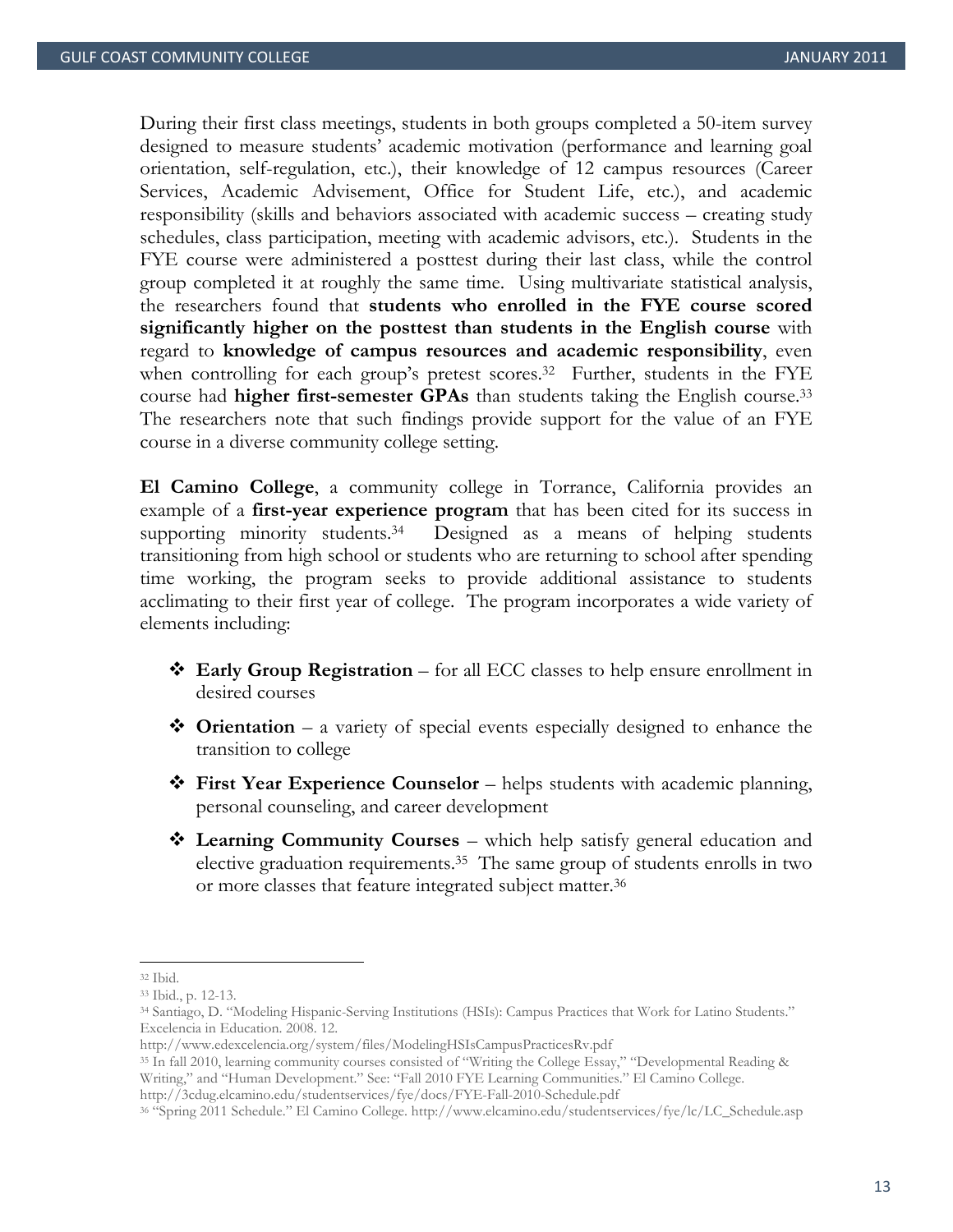During their first class meetings, students in both groups completed a 50-item survey designed to measure students' academic motivation (performance and learning goal orientation, self-regulation, etc.), their knowledge of 12 campus resources (Career Services, Academic Advisement, Office for Student Life, etc.), and academic responsibility (skills and behaviors associated with academic success – creating study schedules, class participation, meeting with academic advisors, etc.). Students in the FYE course were administered a posttest during their last class, while the control group completed it at roughly the same time. Using multivariate statistical analysis, the researchers found that **students who enrolled in the FYE course scored significantly higher on the posttest than students in the English course** with regard to **knowledge of campus resources and academic responsibility**, even when controlling for each group's pretest scores.[32] Further, students in the FYE course had **higher first-semester GPAs** than students taking the English course.[33] The researchers note that such findings provide support for the value of an FYE course in a diverse community college setting.

**El Camino College**, a community college in Torrance, California provides an example of a **first-year experience program** that has been cited for its success in supporting minority students.[34] Designed as a means of helping students transitioning from high school or students who are returning to school after spending time working, the program seeks to provide additional assistance to students acclimating to their first year of college. The program incorporates a wide variety of elements including:

- **Early Group Registration** – for all ECC classes to help ensure enrollment in desired courses
- **Orientation** – a variety of special events especially designed to enhance the transition to college
- **First Year Experience Counselor** – helps students with academic planning, personal counseling, and career development
- **Learning Community Courses** – which help satisfy general education and elective graduation requirements.[35] The same group of students enrolls in two or more classes that feature integrated subject matter.[36]

---

[32] Ibid.

[33] Ibid., p. 12-13.

[34] Santiago, D. "Modeling Hispanic-Serving Institutions (HSIs): Campus Practices that Work for Latino Students." Excelencia in Education. 2008. 12. http://www.edexcelencia.org/system/files/ModelingHSIsCampusPracticesRv.pdf

[35] In fall 2010, learning community courses consisted of "Writing the College Essay," "Developmental Reading & Writing," and "Human Development." See: "Fall 2010 FYE Learning Communities." El Camino College. http://3cdug.elcamino.edu/studentservices/fye/docs/FYE-Fall-2010-Schedule.pdf

[36] "Spring 2011 Schedule." El Camino College. http://www.elcamino.edu/studentservices/fye/lc/LC_Schedule.asp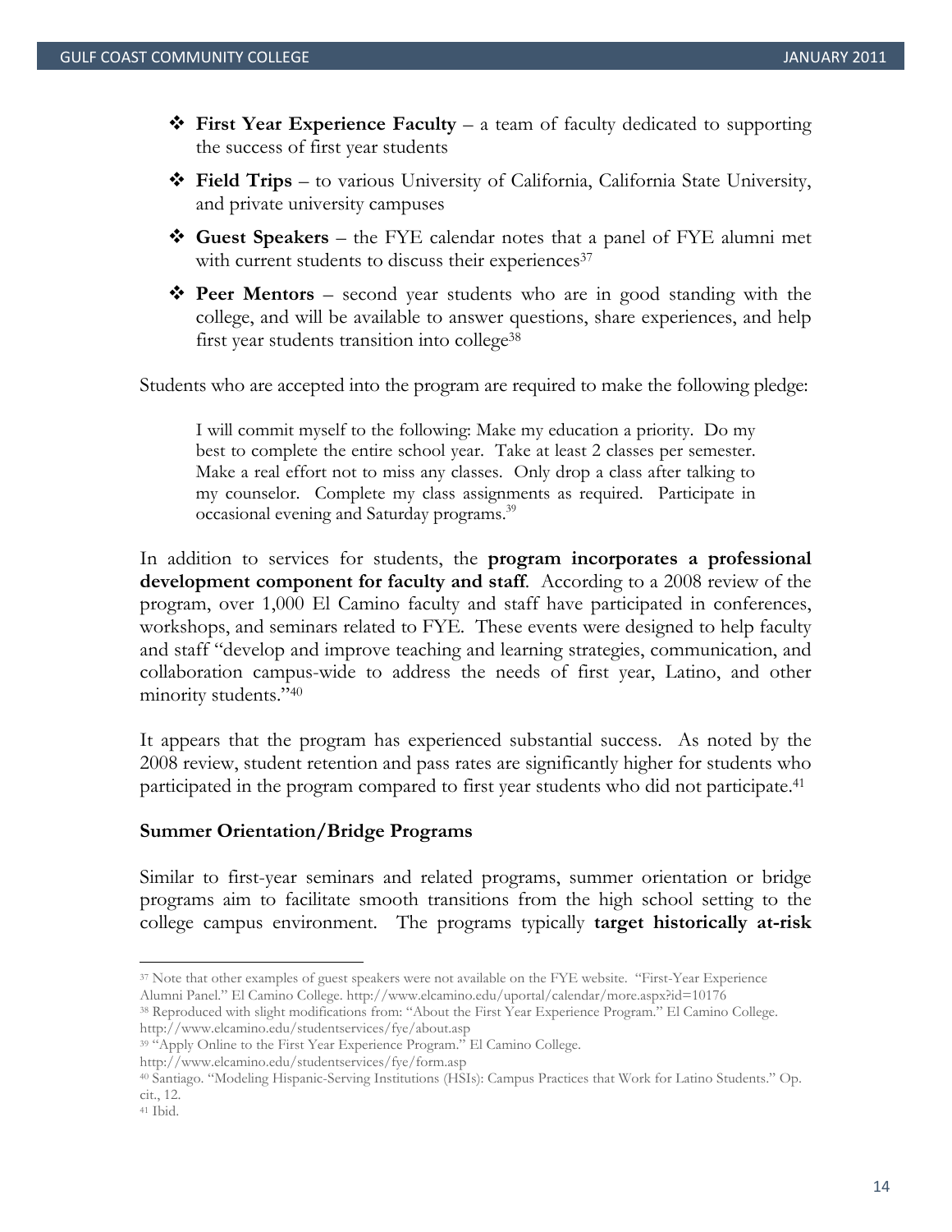- **First Year Experience Faculty** – a team of faculty dedicated to supporting the success of first year students
- **Field Trips** – to various University of California, California State University, and private university campuses
- **Guest Speakers** – the FYE calendar notes that a panel of FYE alumni met with current students to discuss their experiences[37]
- **Peer Mentors** – second year students who are in good standing with the college, and will be available to answer questions, share experiences, and help first year students transition into college[38]

Students who are accepted into the program are required to make the following pledge:

> I will commit myself to the following: Make my education a priority. Do my best to complete the entire school year. Take at least 2 classes per semester. Make a real effort not to miss any classes. Only drop a class after talking to my counselor. Complete my class assignments as required. Participate in occasional evening and Saturday programs.[39]

In addition to services for students, the **program incorporates a professional development component for faculty and staff**. According to a 2008 review of the program, over 1,000 El Camino faculty and staff have participated in conferences, workshops, and seminars related to FYE. These events were designed to help faculty and staff "develop and improve teaching and learning strategies, communication, and collaboration campus-wide to address the needs of first year, Latino, and other minority students."[40]

It appears that the program has experienced substantial success. As noted by the 2008 review, student retention and pass rates are significantly higher for students who participated in the program compared to first year students who did not participate.[41]

**Summer Orientation/Bridge Programs**

Similar to first-year seminars and related programs, summer orientation or bridge programs aim to facilitate smooth transitions from the high school setting to the college campus environment. The programs typically **target historically at-risk**

---

[37] Note that other examples of guest speakers were not available on the FYE website. "First-Year Experience Alumni Panel." El Camino College. http://www.elcamino.edu/uportal/calendar/more.aspx?id=10176

[38] Reproduced with slight modifications from: "About the First Year Experience Program." El Camino College. http://www.elcamino.edu/studentservices/fye/about.asp

[39] "Apply Online to the First Year Experience Program." El Camino College. http://www.elcamino.edu/studentservices/fye/form.asp

[40] Santiago. "Modeling Hispanic-Serving Institutions (HSIs): Campus Practices that Work for Latino Students." Op. cit., 12.

[41] Ibid.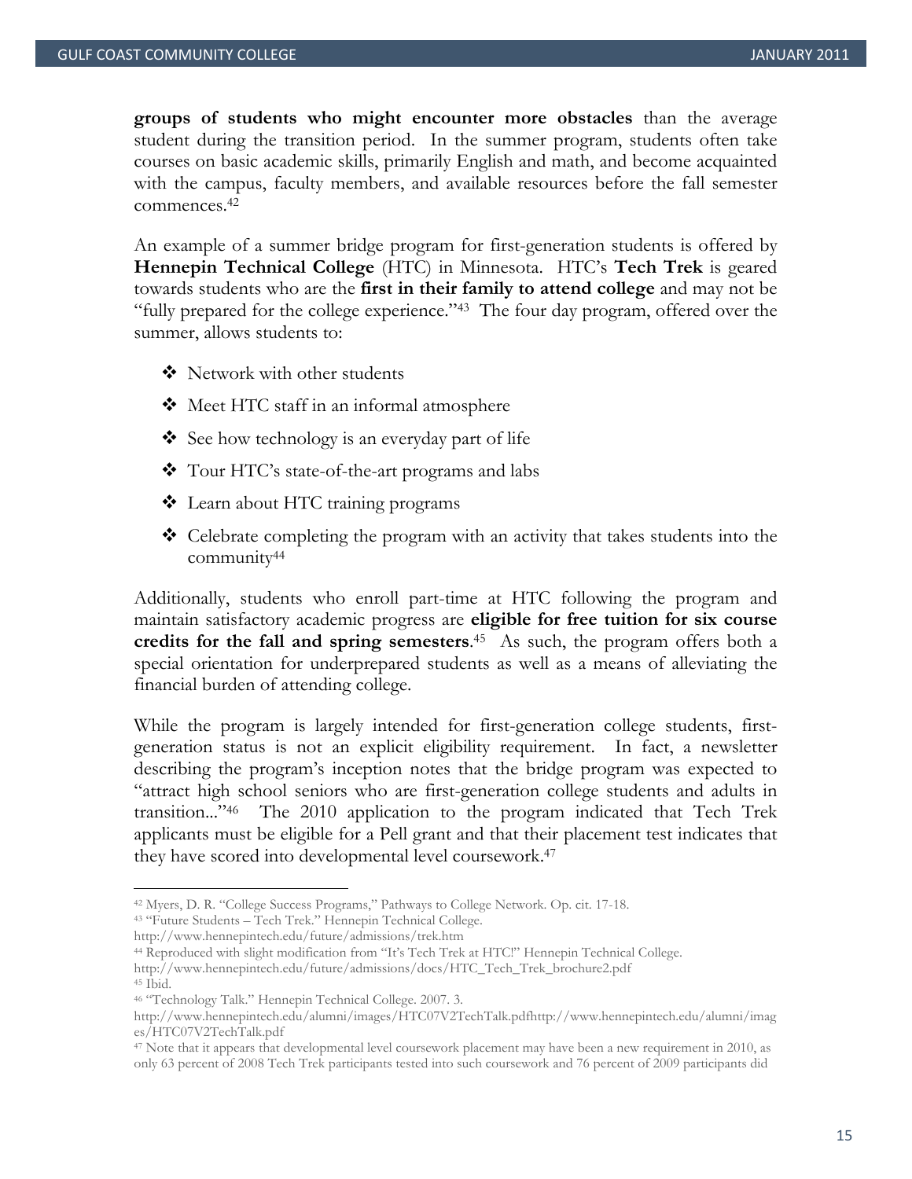**groups of students who might encounter more obstacles** than the average student during the transition period. In the summer program, students often take courses on basic academic skills, primarily English and math, and become acquainted with the campus, faculty members, and available resources before the fall semester commences.[42]

An example of a summer bridge program for first-generation students is offered by **Hennepin Technical College** (HTC) in Minnesota. HTC's **Tech Trek** is geared towards students who are the **first in their family to attend college** and may not be "fully prepared for the college experience."[43] The four day program, offered over the summer, allows students to:

- Network with other students
- Meet HTC staff in an informal atmosphere
- See how technology is an everyday part of life
- Tour HTC's state-of-the-art programs and labs
- Learn about HTC training programs
- Celebrate completing the program with an activity that takes students into the community[44]

Additionally, students who enroll part-time at HTC following the program and maintain satisfactory academic progress are **eligible for free tuition for six course credits for the fall and spring semesters**.[45] As such, the program offers both a special orientation for underprepared students as well as a means of alleviating the financial burden of attending college.

While the program is largely intended for first-generation college students, first-generation status is not an explicit eligibility requirement. In fact, a newsletter describing the program's inception notes that the bridge program was expected to "attract high school seniors who are first-generation college students and adults in transition..."[46] The 2010 application to the program indicated that Tech Trek applicants must be eligible for a Pell grant and that their placement test indicates that they have scored into developmental level coursework.[47]

---

[42] Myers, D. R. "College Success Programs," Pathways to College Network. Op. cit. 17-18.

[43] "Future Students – Tech Trek." Hennepin Technical College. http://www.hennepintech.edu/future/admissions/trek.htm

[44] Reproduced with slight modification from "It's Tech Trek at HTC!" Hennepin Technical College. http://www.hennepintech.edu/future/admissions/docs/HTC_Tech_Trek_brochure2.pdf

[45] Ibid.

[46] "Technology Talk." Hennepin Technical College. 2007. 3. http://www.hennepintech.edu/alumni/images/HTC07V2TechTalk.pdfhttp://www.hennepintech.edu/alumni/images/HTC07V2TechTalk.pdf

[47] Note that it appears that developmental level coursework placement may have been a new requirement in 2010, as only 63 percent of 2008 Tech Trek participants tested into such coursework and 76 percent of 2009 participants did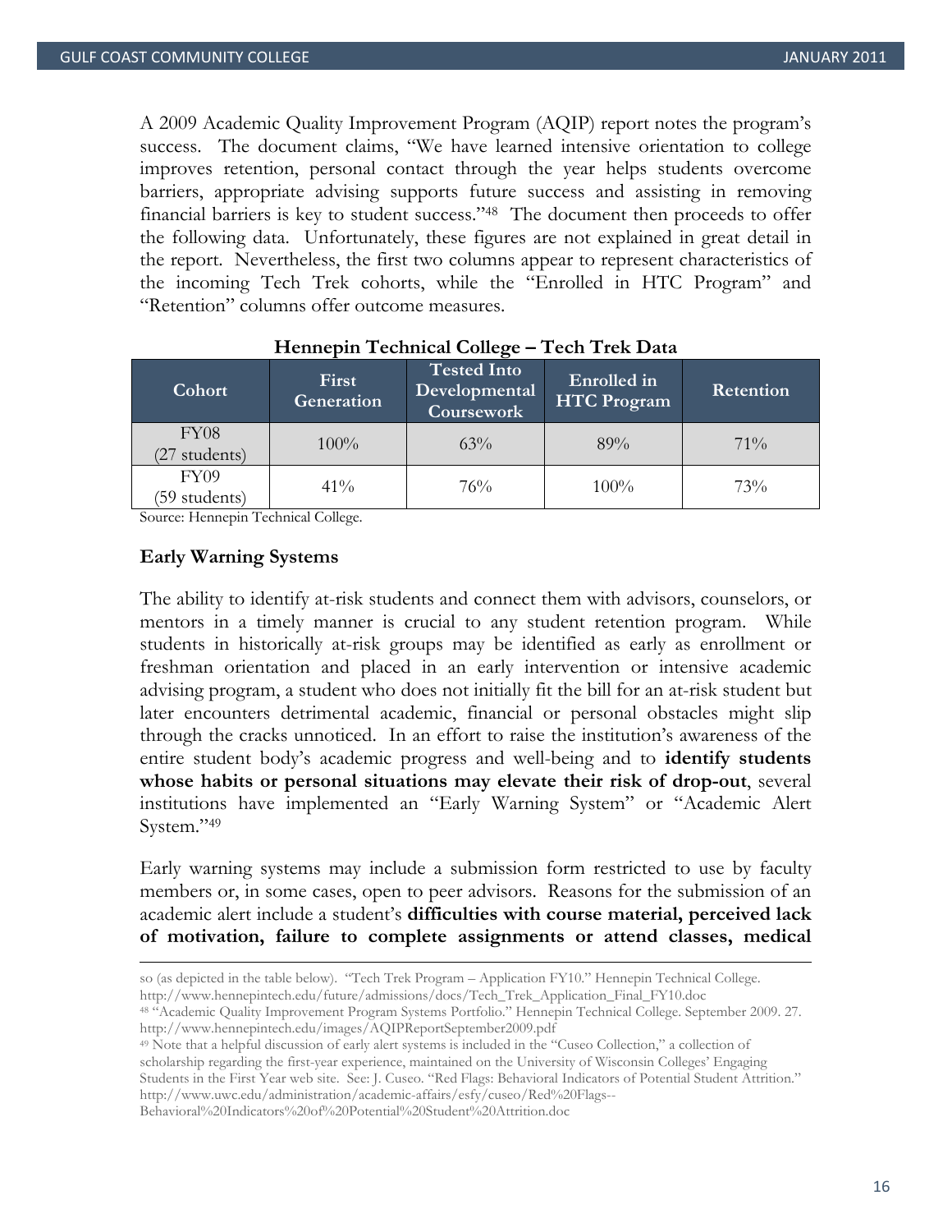A 2009 Academic Quality Improvement Program (AQIP) report notes the program's success. The document claims, "We have learned intensive orientation to college improves retention, personal contact through the year helps students overcome barriers, appropriate advising supports future success and assisting in removing financial barriers is key to student success."[48] The document then proceeds to offer the following data. Unfortunately, these figures are not explained in great detail in the report. Nevertheless, the first two columns appear to represent characteristics of the incoming Tech Trek cohorts, while the "Enrolled in HTC Program" and "Retention" columns offer outcome measures.

**Hennepin Technical College – Tech Trek Data**

| Cohort | First Generation | Tested Into Developmental Coursework | Enrolled in HTC Program | Retention |
|---|---|---|---|---|
| FY08 (27 students) | 100% | 63% | 89% | 71% |
| FY09 (59 students) | 41% | 76% | 100% | 73% |

Source: Hennepin Technical College.

### Early Warning Systems

The ability to identify at-risk students and connect them with advisors, counselors, or mentors in a timely manner is crucial to any student retention program. While students in historically at-risk groups may be identified as early as enrollment or freshman orientation and placed in an early intervention or intensive academic advising program, a student who does not initially fit the bill for an at-risk student but later encounters detrimental academic, financial or personal obstacles might slip through the cracks unnoticed. In an effort to raise the institution's awareness of the entire student body's academic progress and well-being and to **identify students whose habits or personal situations may elevate their risk of drop-out**, several institutions have implemented an "Early Warning System" or "Academic Alert System."[49]

Early warning systems may include a submission form restricted to use by faculty members or, in some cases, open to peer advisors. Reasons for the submission of an academic alert include a student's **difficulties with course material, perceived lack of motivation, failure to complete assignments or attend classes, medical**

---

so (as depicted in the table below). "Tech Trek Program – Application FY10." Hennepin Technical College. http://www.hennepintech.edu/future/admissions/docs/Tech_Trek_Application_Final_FY10.doc

[48] "Academic Quality Improvement Program Systems Portfolio." Hennepin Technical College. September 2009. 27. http://www.hennepintech.edu/images/AQIPReportSeptember2009.pdf

[49] Note that a helpful discussion of early alert systems is included in the "Cuseo Collection," a collection of scholarship regarding the first-year experience, maintained on the University of Wisconsin Colleges' Engaging Students in the First Year web site. See: J. Cuseo. "Red Flags: Behavioral Indicators of Potential Student Attrition." http://www.uwc.edu/administration/academic-affairs/esfy/cuseo/Red%20Flags--Behavioral%20Indicators%20of%20Potential%20Student%20Attrition.doc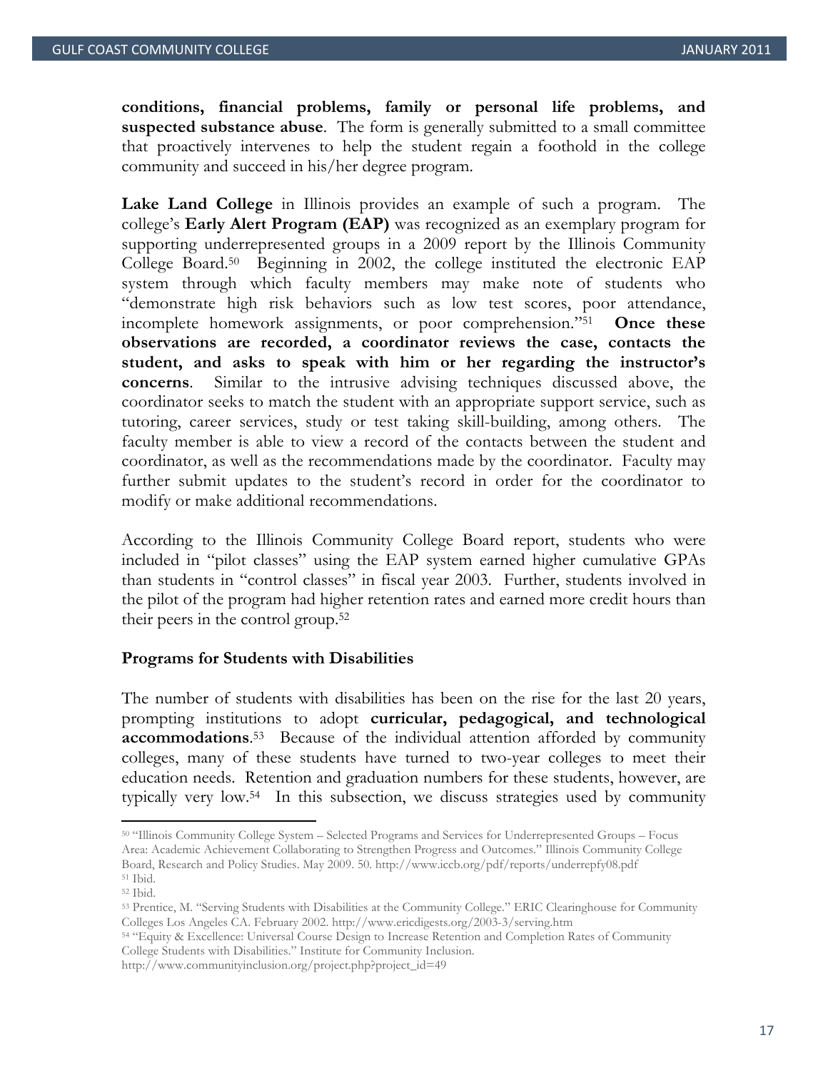**conditions, financial problems, family or personal life problems, and suspected substance abuse**. The form is generally submitted to a small committee that proactively intervenes to help the student regain a foothold in the college community and succeed in his/her degree program.

**Lake Land College** in Illinois provides an example of such a program. The college's **Early Alert Program (EAP)** was recognized as an exemplary program for supporting underrepresented groups in a 2009 report by the Illinois Community College Board.[50] Beginning in 2002, the college instituted the electronic EAP system through which faculty members may make note of students who "demonstrate high risk behaviors such as low test scores, poor attendance, incomplete homework assignments, or poor comprehension."[51] **Once these observations are recorded, a coordinator reviews the case, contacts the student, and asks to speak with him or her regarding the instructor's concerns**. Similar to the intrusive advising techniques discussed above, the coordinator seeks to match the student with an appropriate support service, such as tutoring, career services, study or test taking skill-building, among others. The faculty member is able to view a record of the contacts between the student and coordinator, as well as the recommendations made by the coordinator. Faculty may further submit updates to the student's record in order for the coordinator to modify or make additional recommendations.

According to the Illinois Community College Board report, students who were included in "pilot classes" using the EAP system earned higher cumulative GPAs than students in "control classes" in fiscal year 2003. Further, students involved in the pilot of the program had higher retention rates and earned more credit hours than their peers in the control group.[52]

### Programs for Students with Disabilities

The number of students with disabilities has been on the rise for the last 20 years, prompting institutions to adopt **curricular, pedagogical, and technological accommodations**.[53] Because of the individual attention afforded by community colleges, many of these students have turned to two-year colleges to meet their education needs. Retention and graduation numbers for these students, however, are typically very low.[54] In this subsection, we discuss strategies used by community

---

[50] "Illinois Community College System – Selected Programs and Services for Underrepresented Groups – Focus Area: Academic Achievement Collaborating to Strengthen Progress and Outcomes." Illinois Community College Board, Research and Policy Studies. May 2009. 50. http://www.iccb.org/pdf/reports/underrepfy08.pdf

[51] Ibid.

[52] Ibid.

[53] Prentice, M. "Serving Students with Disabilities at the Community College." ERIC Clearinghouse for Community Colleges Los Angeles CA. February 2002. http://www.ericdigests.org/2003-3/serving.htm

[54] "Equity & Excellence: Universal Course Design to Increase Retention and Completion Rates of Community College Students with Disabilities." Institute for Community Inclusion. http://www.communityinclusion.org/project.php?project_id=49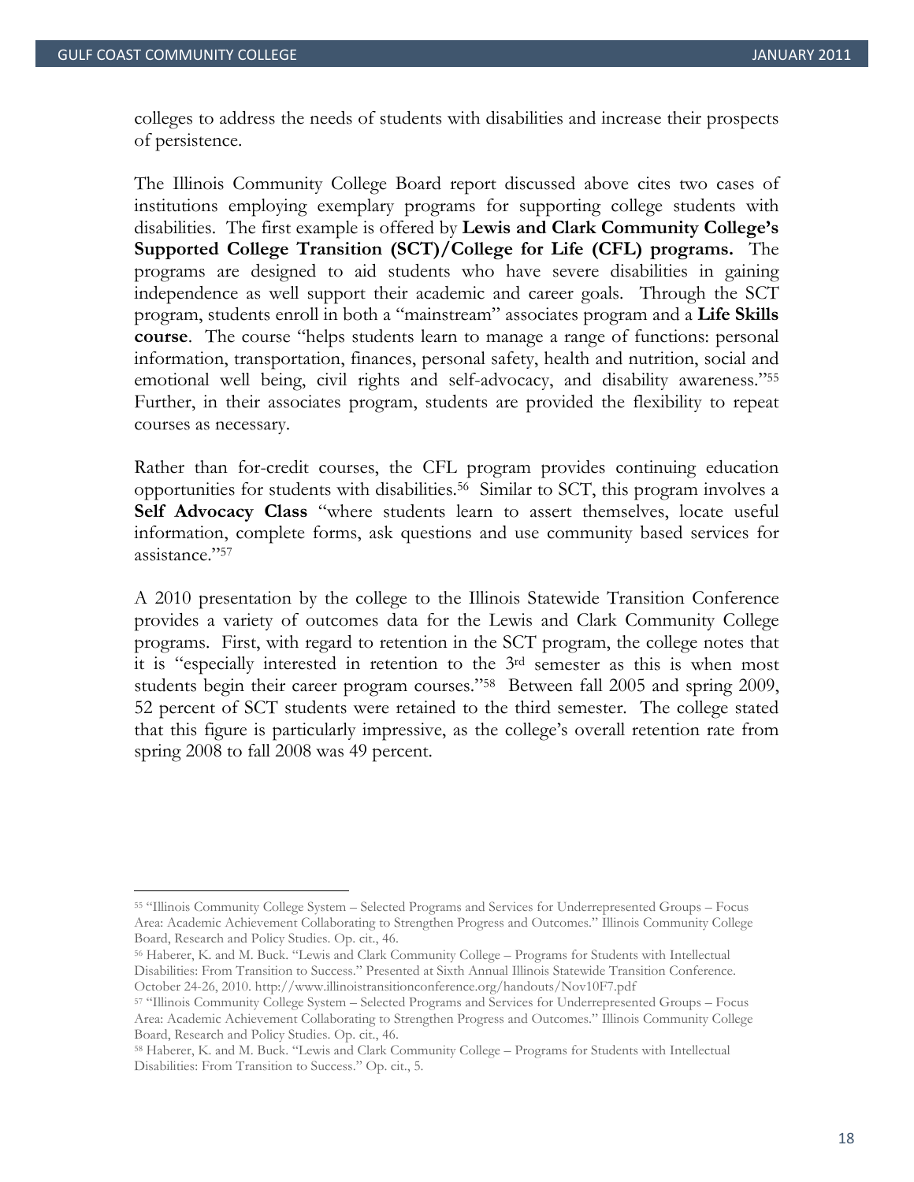colleges to address the needs of students with disabilities and increase their prospects of persistence.

The Illinois Community College Board report discussed above cites two cases of institutions employing exemplary programs for supporting college students with disabilities. The first example is offered by **Lewis and Clark Community College's Supported College Transition (SCT)/College for Life (CFL) programs.** The programs are designed to aid students who have severe disabilities in gaining independence as well support their academic and career goals. Through the SCT program, students enroll in both a "mainstream" associates program and a **Life Skills course**. The course "helps students learn to manage a range of functions: personal information, transportation, finances, personal safety, health and nutrition, social and emotional well being, civil rights and self-advocacy, and disability awareness."[55] Further, in their associates program, students are provided the flexibility to repeat courses as necessary.

Rather than for-credit courses, the CFL program provides continuing education opportunities for students with disabilities.[56] Similar to SCT, this program involves a **Self Advocacy Class** "where students learn to assert themselves, locate useful information, complete forms, ask questions and use community based services for assistance."[57]

A 2010 presentation by the college to the Illinois Statewide Transition Conference provides a variety of outcomes data for the Lewis and Clark Community College programs. First, with regard to retention in the SCT program, the college notes that it is "especially interested in retention to the 3rd semester as this is when most students begin their career program courses."[58] Between fall 2005 and spring 2009, 52 percent of SCT students were retained to the third semester. The college stated that this figure is particularly impressive, as the college's overall retention rate from spring 2008 to fall 2008 was 49 percent.

---

[55] "Illinois Community College System – Selected Programs and Services for Underrepresented Groups – Focus Area: Academic Achievement Collaborating to Strengthen Progress and Outcomes." Illinois Community College Board, Research and Policy Studies. Op. cit., 46.

[56] Haberer, K. and M. Buck. "Lewis and Clark Community College – Programs for Students with Intellectual Disabilities: From Transition to Success." Presented at Sixth Annual Illinois Statewide Transition Conference. October 24-26, 2010. http://www.illinoistransitionconference.org/handouts/Nov10F7.pdf

[57] "Illinois Community College System – Selected Programs and Services for Underrepresented Groups – Focus Area: Academic Achievement Collaborating to Strengthen Progress and Outcomes." Illinois Community College Board, Research and Policy Studies. Op. cit., 46.

[58] Haberer, K. and M. Buck. "Lewis and Clark Community College – Programs for Students with Intellectual Disabilities: From Transition to Success." Op. cit., 5.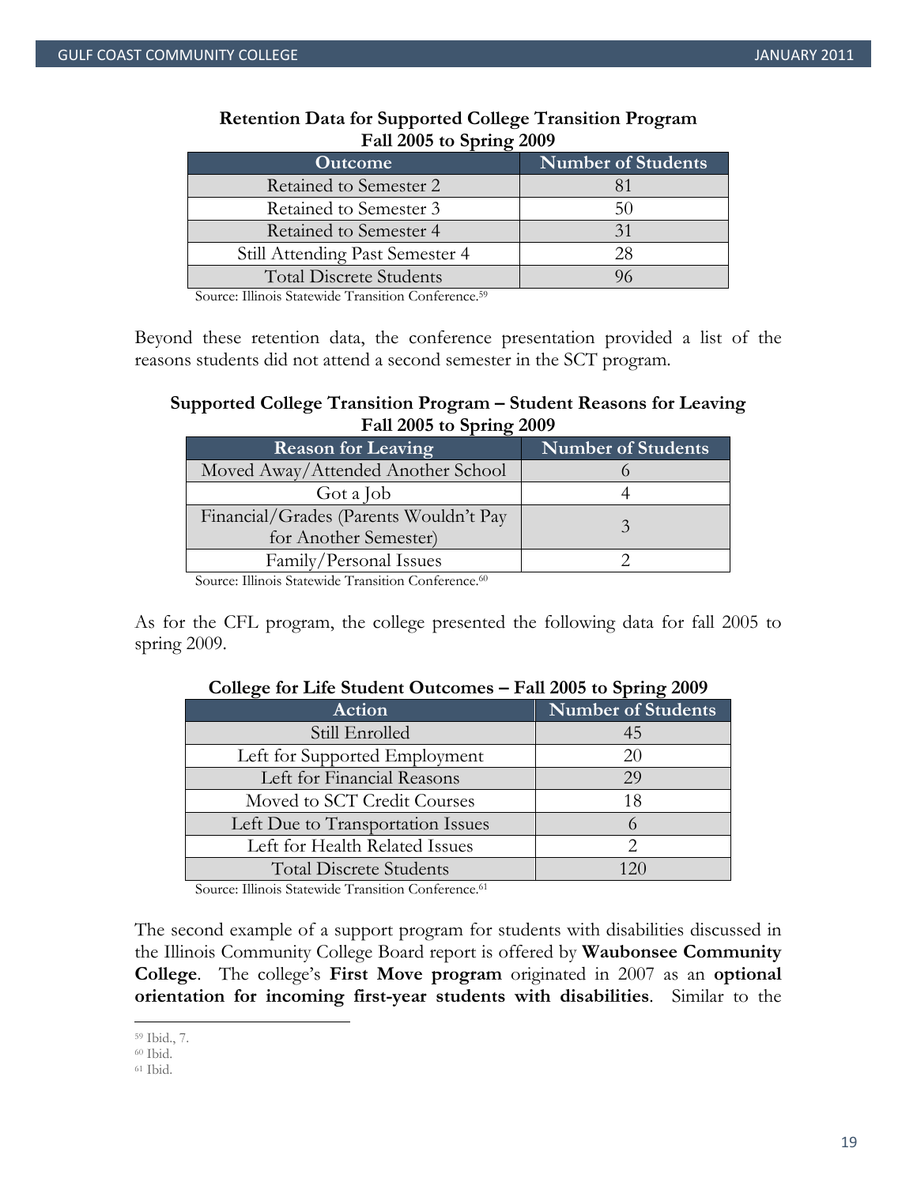**Retention Data for Supported College Transition Program Fall 2005 to Spring 2009**

| Outcome | Number of Students |
| --- | --- |
| Retained to Semester 2 | 81 |
| Retained to Semester 3 | 50 |
| Retained to Semester 4 | 31 |
| Still Attending Past Semester 4 | 28 |
| Total Discrete Students | 96 |

Source: Illinois Statewide Transition Conference.[59]

Beyond these retention data, the conference presentation provided a list of the reasons students did not attend a second semester in the SCT program.

**Supported College Transition Program – Student Reasons for Leaving Fall 2005 to Spring 2009**

| Reason for Leaving | Number of Students |
| --- | --- |
| Moved Away/Attended Another School | 6 |
| Got a Job | 4 |
| Financial/Grades (Parents Wouldn't Pay for Another Semester) | 3 |
| Family/Personal Issues | 2 |

Source: Illinois Statewide Transition Conference.[60]

As for the CFL program, the college presented the following data for fall 2005 to spring 2009.

**College for Life Student Outcomes – Fall 2005 to Spring 2009**

| Action | Number of Students |
| --- | --- |
| Still Enrolled | 45 |
| Left for Supported Employment | 20 |
| Left for Financial Reasons | 29 |
| Moved to SCT Credit Courses | 18 |
| Left Due to Transportation Issues | 6 |
| Left for Health Related Issues | 2 |
| Total Discrete Students | 120 |

Source: Illinois Statewide Transition Conference.[61]

The second example of a support program for students with disabilities discussed in the Illinois Community College Board report is offered by **Waubonsee Community College**. The college's **First Move program** originated in 2007 as an **optional orientation for incoming first-year students with disabilities**. Similar to the

[59] Ibid., 7.
[60] Ibid.
[61] Ibid.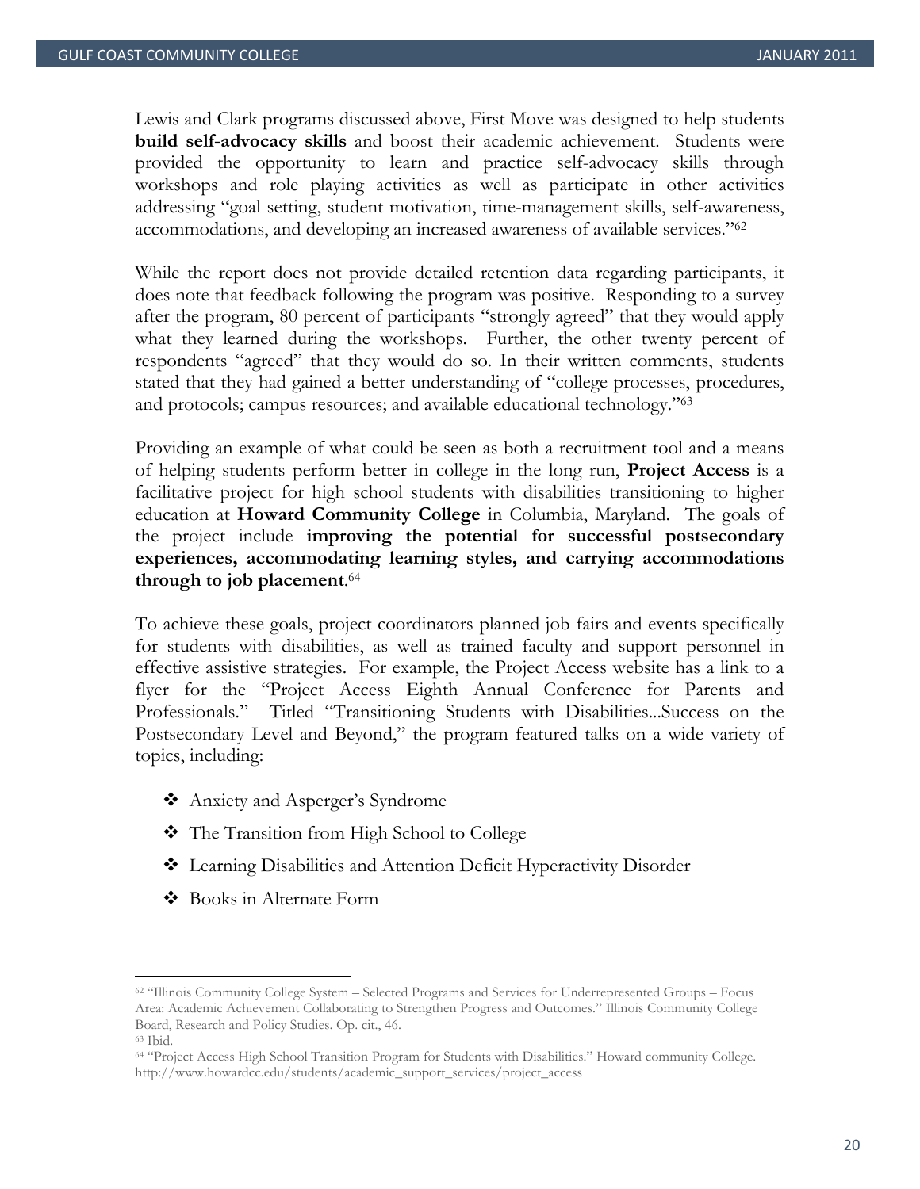Lewis and Clark programs discussed above, First Move was designed to help students **build self-advocacy skills** and boost their academic achievement. Students were provided the opportunity to learn and practice self-advocacy skills through workshops and role playing activities as well as participate in other activities addressing "goal setting, student motivation, time-management skills, self-awareness, accommodations, and developing an increased awareness of available services."[62]

While the report does not provide detailed retention data regarding participants, it does note that feedback following the program was positive. Responding to a survey after the program, 80 percent of participants "strongly agreed" that they would apply what they learned during the workshops. Further, the other twenty percent of respondents "agreed" that they would do so. In their written comments, students stated that they had gained a better understanding of "college processes, procedures, and protocols; campus resources; and available educational technology."[63]

Providing an example of what could be seen as both a recruitment tool and a means of helping students perform better in college in the long run, **Project Access** is a facilitative project for high school students with disabilities transitioning to higher education at **Howard Community College** in Columbia, Maryland. The goals of the project include **improving the potential for successful postsecondary experiences, accommodating learning styles, and carrying accommodations through to job placement**.[64]

To achieve these goals, project coordinators planned job fairs and events specifically for students with disabilities, as well as trained faculty and support personnel in effective assistive strategies. For example, the Project Access website has a link to a flyer for the "Project Access Eighth Annual Conference for Parents and Professionals." Titled "Transitioning Students with Disabilities...Success on the Postsecondary Level and Beyond," the program featured talks on a wide variety of topics, including:

- Anxiety and Asperger's Syndrome
- The Transition from High School to College
- Learning Disabilities and Attention Deficit Hyperactivity Disorder
- Books in Alternate Form

---

[62] "Illinois Community College System – Selected Programs and Services for Underrepresented Groups – Focus Area: Academic Achievement Collaborating to Strengthen Progress and Outcomes." Illinois Community College Board, Research and Policy Studies. Op. cit., 46.

[63] Ibid.

[64] "Project Access High School Transition Program for Students with Disabilities." Howard community College. http://www.howardcc.edu/students/academic_support_services/project_access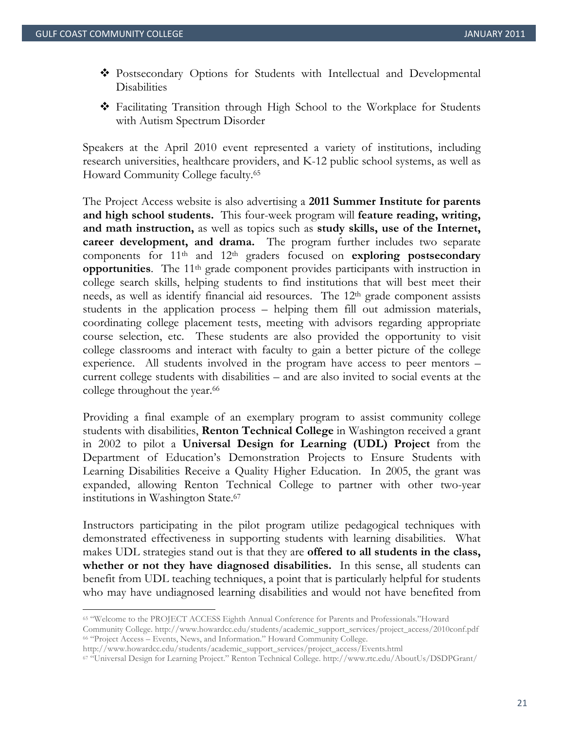- Postsecondary Options for Students with Intellectual and Developmental Disabilities
- Facilitating Transition through High School to the Workplace for Students with Autism Spectrum Disorder

Speakers at the April 2010 event represented a variety of institutions, including research universities, healthcare providers, and K-12 public school systems, as well as Howard Community College faculty.[65]

The Project Access website is also advertising a **2011 Summer Institute for parents and high school students.** This four-week program will **feature reading, writing, and math instruction,** as well as topics such as **study skills, use of the Internet, career development, and drama.** The program further includes two separate components for 11th and 12th graders focused on **exploring postsecondary opportunities**. The 11th grade component provides participants with instruction in college search skills, helping students to find institutions that will best meet their needs, as well as identify financial aid resources. The 12th grade component assists students in the application process – helping them fill out admission materials, coordinating college placement tests, meeting with advisors regarding appropriate course selection, etc. These students are also provided the opportunity to visit college classrooms and interact with faculty to gain a better picture of the college experience. All students involved in the program have access to peer mentors – current college students with disabilities – and are also invited to social events at the college throughout the year.[66]

Providing a final example of an exemplary program to assist community college students with disabilities, **Renton Technical College** in Washington received a grant in 2002 to pilot a **Universal Design for Learning (UDL) Project** from the Department of Education's Demonstration Projects to Ensure Students with Learning Disabilities Receive a Quality Higher Education. In 2005, the grant was expanded, allowing Renton Technical College to partner with other two-year institutions in Washington State.[67]

Instructors participating in the pilot program utilize pedagogical techniques with demonstrated effectiveness in supporting students with learning disabilities. What makes UDL strategies stand out is that they are **offered to all students in the class, whether or not they have diagnosed disabilities.** In this sense, all students can benefit from UDL teaching techniques, a point that is particularly helpful for students who may have undiagnosed learning disabilities and would not have benefited from

---

[65] "Welcome to the PROJECT ACCESS Eighth Annual Conference for Parents and Professionals."Howard Community College. http://www.howardcc.edu/students/academic_support_services/project_access/2010conf.pdf

[66] "Project Access – Events, News, and Information." Howard Community College. http://www.howardcc.edu/students/academic_support_services/project_access/Events.html

[67] "Universal Design for Learning Project." Renton Technical College. http://www.rtc.edu/AboutUs/DSDPGrant/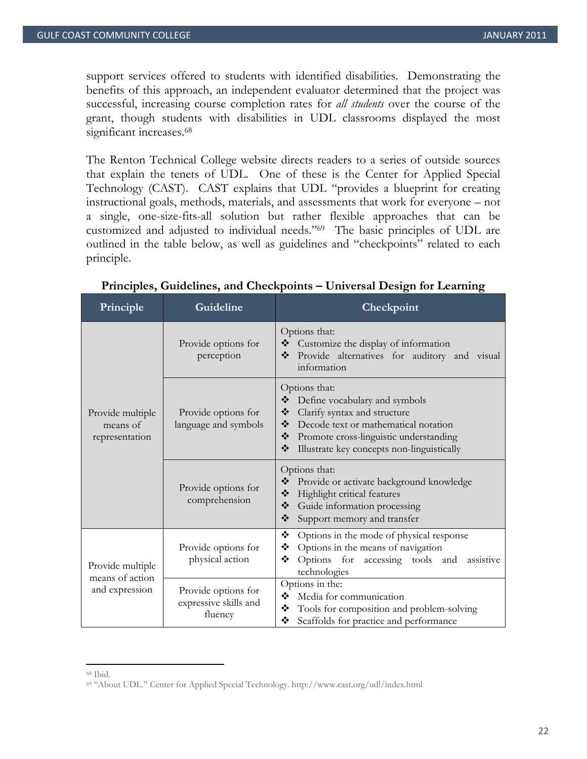support services offered to students with identified disabilities. Demonstrating the benefits of this approach, an independent evaluator determined that the project was successful, increasing course completion rates for *all students* over the course of the grant, though students with disabilities in UDL classrooms displayed the most significant increases.[68]

The Renton Technical College website directs readers to a series of outside sources that explain the tenets of UDL. One of these is the Center for Applied Special Technology (CAST). CAST explains that UDL "provides a blueprint for creating instructional goals, methods, materials, and assessments that work for everyone – not a single, one-size-fits-all solution but rather flexible approaches that can be customized and adjusted to individual needs."[69] The basic principles of UDL are outlined in the table below, as well as guidelines and "checkpoints" related to each principle.

**Principles, Guidelines, and Checkpoints – Universal Design for Learning**

| Principle | Guideline | Checkpoint |
|---|---|---|
| Provide multiple means of representation | Provide options for perception | Options that:<br>❖ Customize the display of information<br>❖ Provide alternatives for auditory and visual information |
| | Provide options for language and symbols | Options that:<br>❖ Define vocabulary and symbols<br>❖ Clarify syntax and structure<br>❖ Decode text or mathematical notation<br>❖ Promote cross-linguistic understanding<br>❖ Illustrate key concepts non-linguistically |
| | Provide options for comprehension | Options that:<br>❖ Provide or activate background knowledge<br>❖ Highlight critical features<br>❖ Guide information processing<br>❖ Support memory and transfer |
| Provide multiple means of action and expression | Provide options for physical action | ❖ Options in the mode of physical response<br>❖ Options in the means of navigation<br>❖ Options for accessing tools and assistive technologies |
| | Provide options for expressive skills and fluency | Options in the:<br>❖ Media for communication<br>❖ Tools for composition and problem-solving<br>❖ Scaffolds for practice and performance |

---

[68] Ibid.

[69] "About UDL." Center for Applied Special Technology. http://www.cast.org/udl/index.html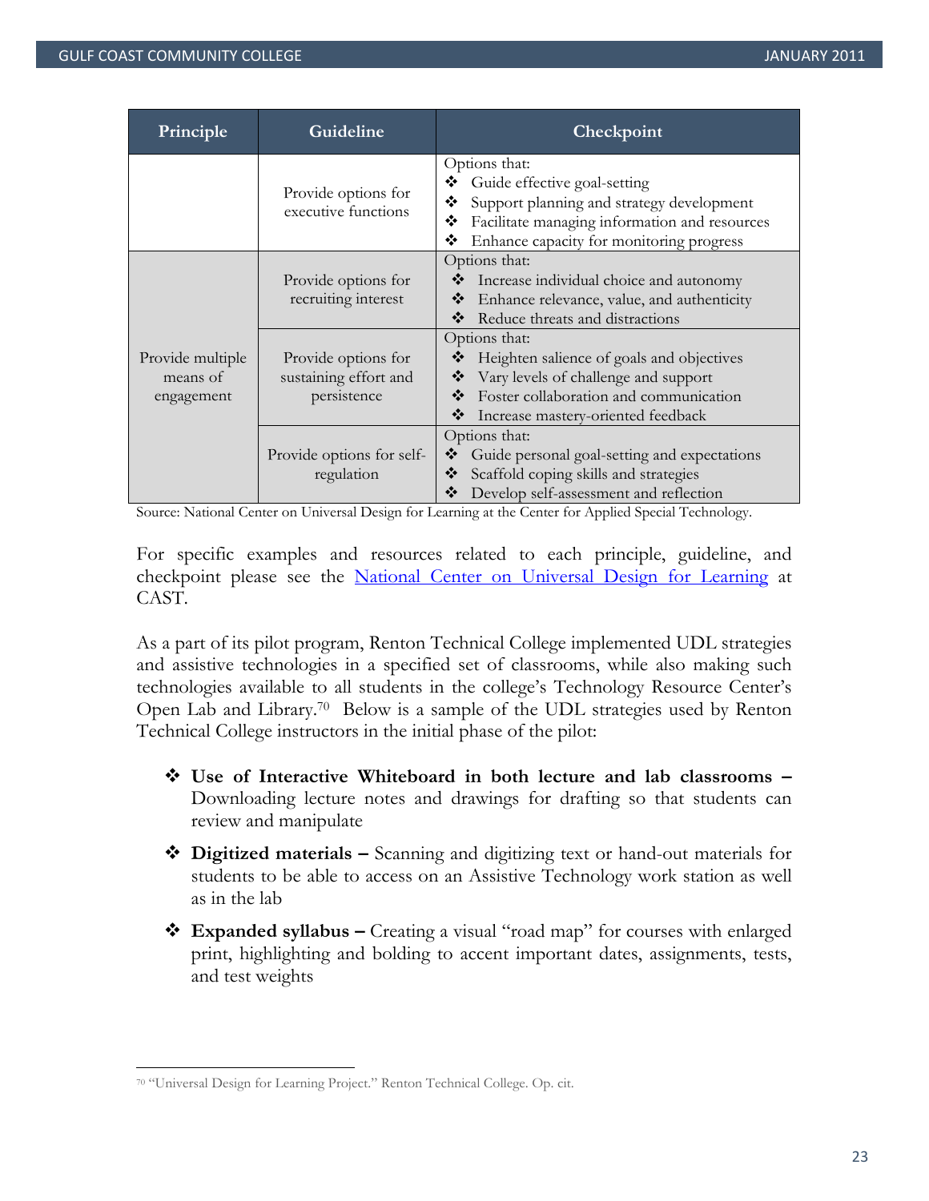| Principle | Guideline | Checkpoint |
|---|---|---|
| | Provide options for executive functions | Options that: ❖ Guide effective goal-setting ❖ Support planning and strategy development ❖ Facilitate managing information and resources ❖ Enhance capacity for monitoring progress |
| Provide multiple means of engagement | Provide options for recruiting interest | Options that: ❖ Increase individual choice and autonomy ❖ Enhance relevance, value, and authenticity ❖ Reduce threats and distractions |
| | Provide options for sustaining effort and persistence | Options that: ❖ Heighten salience of goals and objectives ❖ Vary levels of challenge and support ❖ Foster collaboration and communication ❖ Increase mastery-oriented feedback |
| | Provide options for self-regulation | Options that: ❖ Guide personal goal-setting and expectations ❖ Scaffold coping skills and strategies ❖ Develop self-assessment and reflection |

Source: National Center on Universal Design for Learning at the Center for Applied Special Technology.

For specific examples and resources related to each principle, guideline, and checkpoint please see the National Center on Universal Design for Learning at CAST.

As a part of its pilot program, Renton Technical College implemented UDL strategies and assistive technologies in a specified set of classrooms, while also making such technologies available to all students in the college's Technology Resource Center's Open Lab and Library.[70] Below is a sample of the UDL strategies used by Renton Technical College instructors in the initial phase of the pilot:

- **Use of Interactive Whiteboard in both lecture and lab classrooms –** Downloading lecture notes and drawings for drafting so that students can review and manipulate
- **Digitized materials –** Scanning and digitizing text or hand-out materials for students to be able to access on an Assistive Technology work station as well as in the lab
- **Expanded syllabus –** Creating a visual "road map" for courses with enlarged print, highlighting and bolding to accent important dates, assignments, tests, and test weights

[70] "Universal Design for Learning Project." Renton Technical College. Op. cit.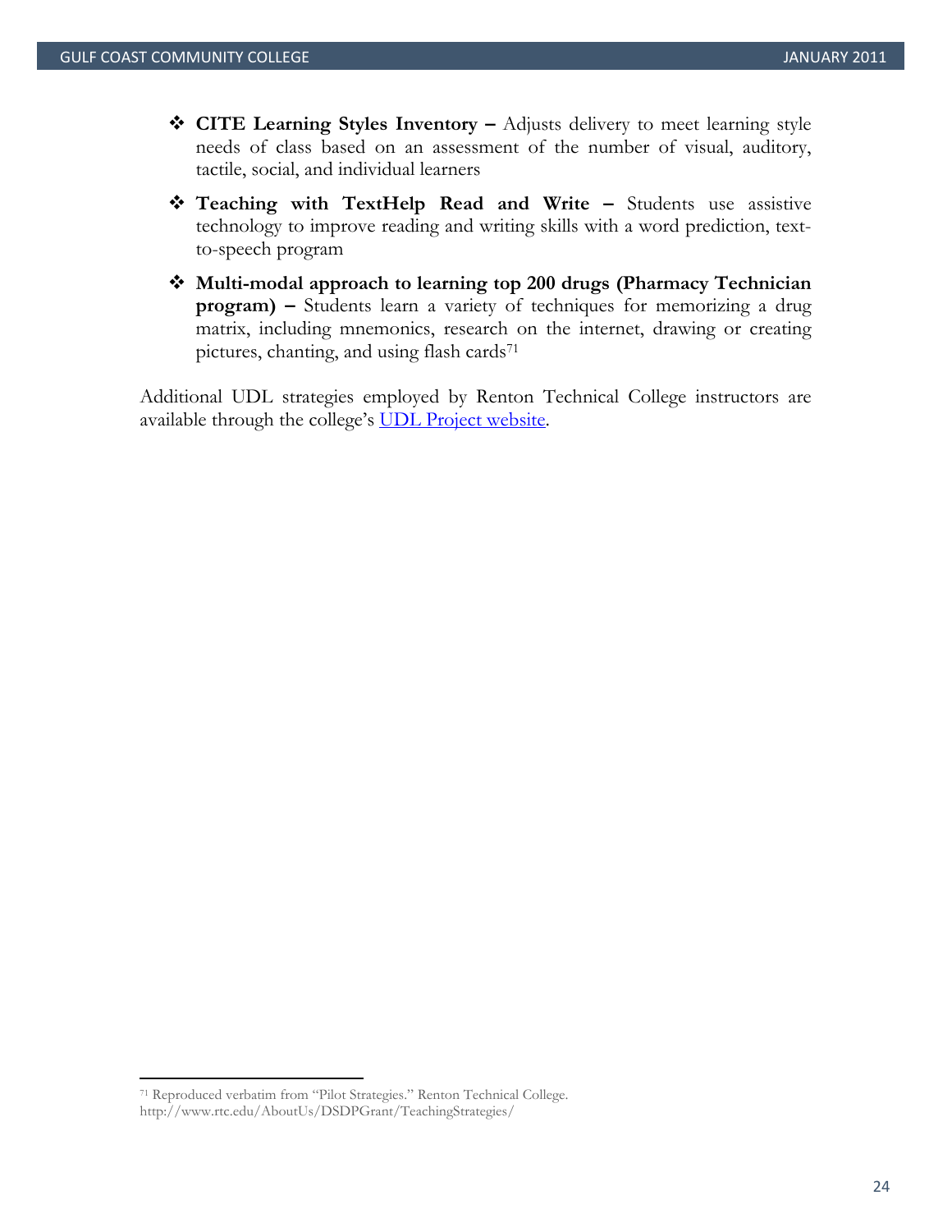- **CITE Learning Styles Inventory –** Adjusts delivery to meet learning style needs of class based on an assessment of the number of visual, auditory, tactile, social, and individual learners
- **Teaching with TextHelp Read and Write –** Students use assistive technology to improve reading and writing skills with a word prediction, text-to-speech program
- **Multi-modal approach to learning top 200 drugs (Pharmacy Technician program) –** Students learn a variety of techniques for memorizing a drug matrix, including mnemonics, research on the internet, drawing or creating pictures, chanting, and using flash cards[71]

Additional UDL strategies employed by Renton Technical College instructors are available through the college's UDL Project website.

[71] Reproduced verbatim from "Pilot Strategies." Renton Technical College. http://www.rtc.edu/AboutUs/DSDPGrant/TeachingStrategies/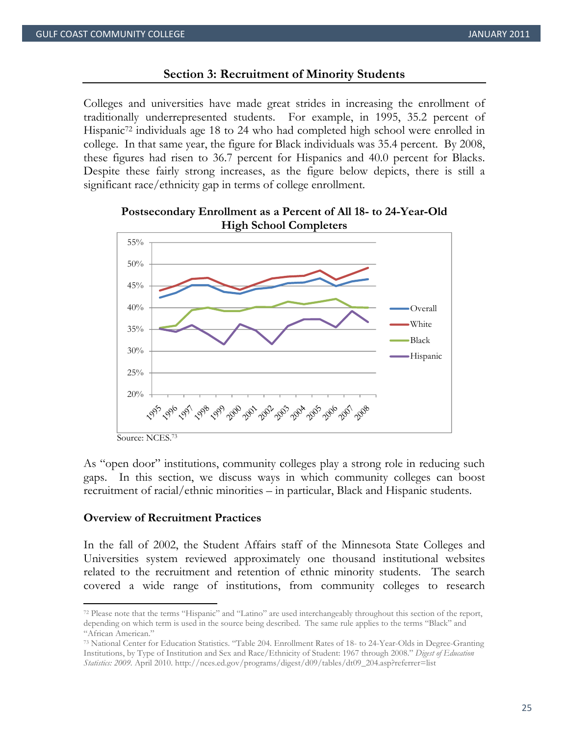## Section 3: Recruitment of Minority Students

Colleges and universities have made great strides in increasing the enrollment of traditionally underrepresented students. For example, in 1995, 35.2 percent of Hispanic[72] individuals age 18 to 24 who had completed high school were enrolled in college. In that same year, the figure for Black individuals was 35.4 percent. By 2008, these figures had risen to 36.7 percent for Hispanics and 40.0 percent for Blacks. Despite these fairly strong increases, as the figure below depicts, there is still a significant race/ethnicity gap in terms of college enrollment.

**Postsecondary Enrollment as a Percent of All 18- to 24-Year-Old High School Completers**

Source: NCES.[73]

As "open door" institutions, community colleges play a strong role in reducing such gaps. In this section, we discuss ways in which community colleges can boost recruitment of racial/ethnic minorities – in particular, Black and Hispanic students.

### Overview of Recruitment Practices

In the fall of 2002, the Student Affairs staff of the Minnesota State Colleges and Universities system reviewed approximately one thousand institutional websites related to the recruitment and retention of ethnic minority students. The search covered a wide range of institutions, from community colleges to research

---

[72] Please note that the terms "Hispanic" and "Latino" are used interchangeably throughout this section of the report, depending on which term is used in the source being described. The same rule applies to the terms "Black" and "African American."

[73] National Center for Education Statistics. "Table 204. Enrollment Rates of 18- to 24-Year-Olds in Degree-Granting Institutions, by Type of Institution and Sex and Race/Ethnicity of Student: 1967 through 2008." *Digest of Education Statistics: 2009*. April 2010. http://nces.ed.gov/programs/digest/d09/tables/dt09_204.asp?referrer=list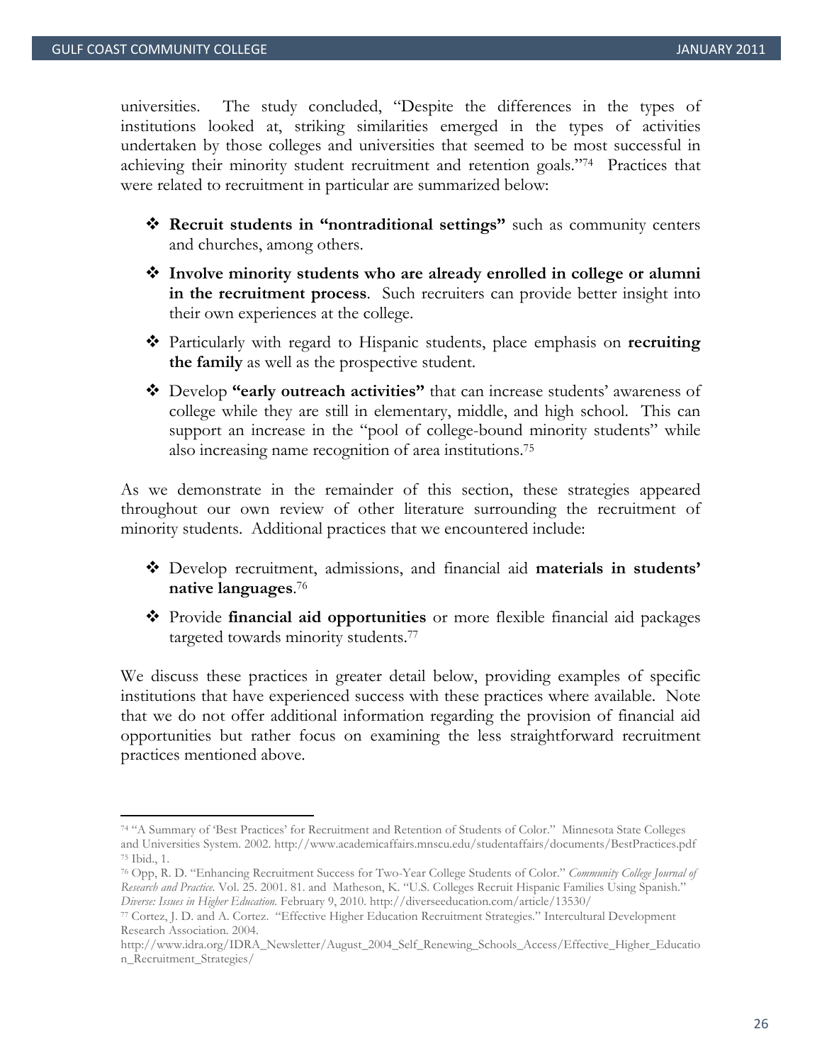universities. The study concluded, "Despite the differences in the types of institutions looked at, striking similarities emerged in the types of activities undertaken by those colleges and universities that seemed to be most successful in achieving their minority student recruitment and retention goals."[74] Practices that were related to recruitment in particular are summarized below:

- **Recruit students in "nontraditional settings"** such as community centers and churches, among others.
- **Involve minority students who are already enrolled in college or alumni in the recruitment process**. Such recruiters can provide better insight into their own experiences at the college.
- Particularly with regard to Hispanic students, place emphasis on **recruiting the family** as well as the prospective student.
- Develop **"early outreach activities"** that can increase students' awareness of college while they are still in elementary, middle, and high school. This can support an increase in the "pool of college-bound minority students" while also increasing name recognition of area institutions.[75]

As we demonstrate in the remainder of this section, these strategies appeared throughout our own review of other literature surrounding the recruitment of minority students. Additional practices that we encountered include:

- Develop recruitment, admissions, and financial aid **materials in students' native languages**.[76]
- Provide **financial aid opportunities** or more flexible financial aid packages targeted towards minority students.[77]

We discuss these practices in greater detail below, providing examples of specific institutions that have experienced success with these practices where available. Note that we do not offer additional information regarding the provision of financial aid opportunities but rather focus on examining the less straightforward recruitment practices mentioned above.

---

[74] "A Summary of 'Best Practices' for Recruitment and Retention of Students of Color." Minnesota State Colleges and Universities System. 2002. http://www.academicaffairs.mnscu.edu/studentaffairs/documents/BestPractices.pdf

[75] Ibid., 1.

[76] Opp, R. D. "Enhancing Recruitment Success for Two-Year College Students of Color." *Community College Journal of Research and Practice*. Vol. 25. 2001. 81. and Matheson, K. "U.S. Colleges Recruit Hispanic Families Using Spanish." *Diverse: Issues in Higher Education*. February 9, 2010. http://diverseeducation.com/article/13530/

[77] Cortez, J. D. and A. Cortez. "Effective Higher Education Recruitment Strategies." Intercultural Development Research Association. 2004. http://www.idra.org/IDRA_Newsletter/August_2004_Self_Renewing_Schools_Access/Effective_Higher_Education_Recruitment_Strategies/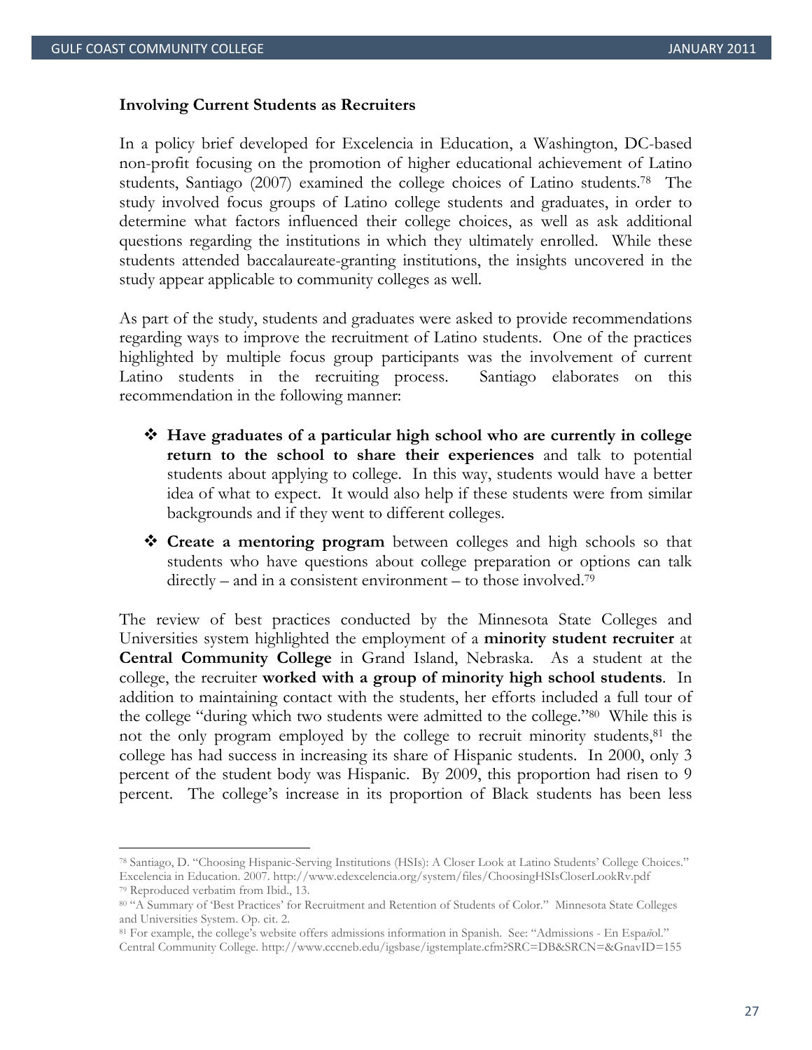**Involving Current Students as Recruiters**

In a policy brief developed for Excelencia in Education, a Washington, DC-based non-profit focusing on the promotion of higher educational achievement of Latino students, Santiago (2007) examined the college choices of Latino students.[78] The study involved focus groups of Latino college students and graduates, in order to determine what factors influenced their college choices, as well as ask additional questions regarding the institutions in which they ultimately enrolled. While these students attended baccalaureate-granting institutions, the insights uncovered in the study appear applicable to community colleges as well.

As part of the study, students and graduates were asked to provide recommendations regarding ways to improve the recruitment of Latino students. One of the practices highlighted by multiple focus group participants was the involvement of current Latino students in the recruiting process. Santiago elaborates on this recommendation in the following manner:

- **Have graduates of a particular high school who are currently in college return to the school to share their experiences** and talk to potential students about applying to college. In this way, students would have a better idea of what to expect. It would also help if these students were from similar backgrounds and if they went to different colleges.
- **Create a mentoring program** between colleges and high schools so that students who have questions about college preparation or options can talk directly – and in a consistent environment – to those involved.[79]

The review of best practices conducted by the Minnesota State Colleges and Universities system highlighted the employment of a **minority student recruiter** at **Central Community College** in Grand Island, Nebraska. As a student at the college, the recruiter **worked with a group of minority high school students**. In addition to maintaining contact with the students, her efforts included a full tour of the college "during which two students were admitted to the college."[80] While this is not the only program employed by the college to recruit minority students,[81] the college has had success in increasing its share of Hispanic students. In 2000, only 3 percent of the student body was Hispanic. By 2009, this proportion had risen to 9 percent. The college's increase in its proportion of Black students has been less

---

[78] Santiago, D. "Choosing Hispanic-Serving Institutions (HSIs): A Closer Look at Latino Students' College Choices." Excelencia in Education. 2007. http://www.edexcelencia.org/system/files/ChoosingHSIsCloserLookRv.pdf

[79] Reproduced verbatim from Ibid., 13.

[80] "A Summary of 'Best Practices' for Recruitment and Retention of Students of Color." Minnesota State Colleges and Universities System. Op. cit. 2.

[81] For example, the college's website offers admissions information in Spanish. See: "Admissions - En Español." Central Community College. http://www.cccneb.edu/igsbase/igstemplate.cfm?SRC=DB&SRCN=&GnavID=155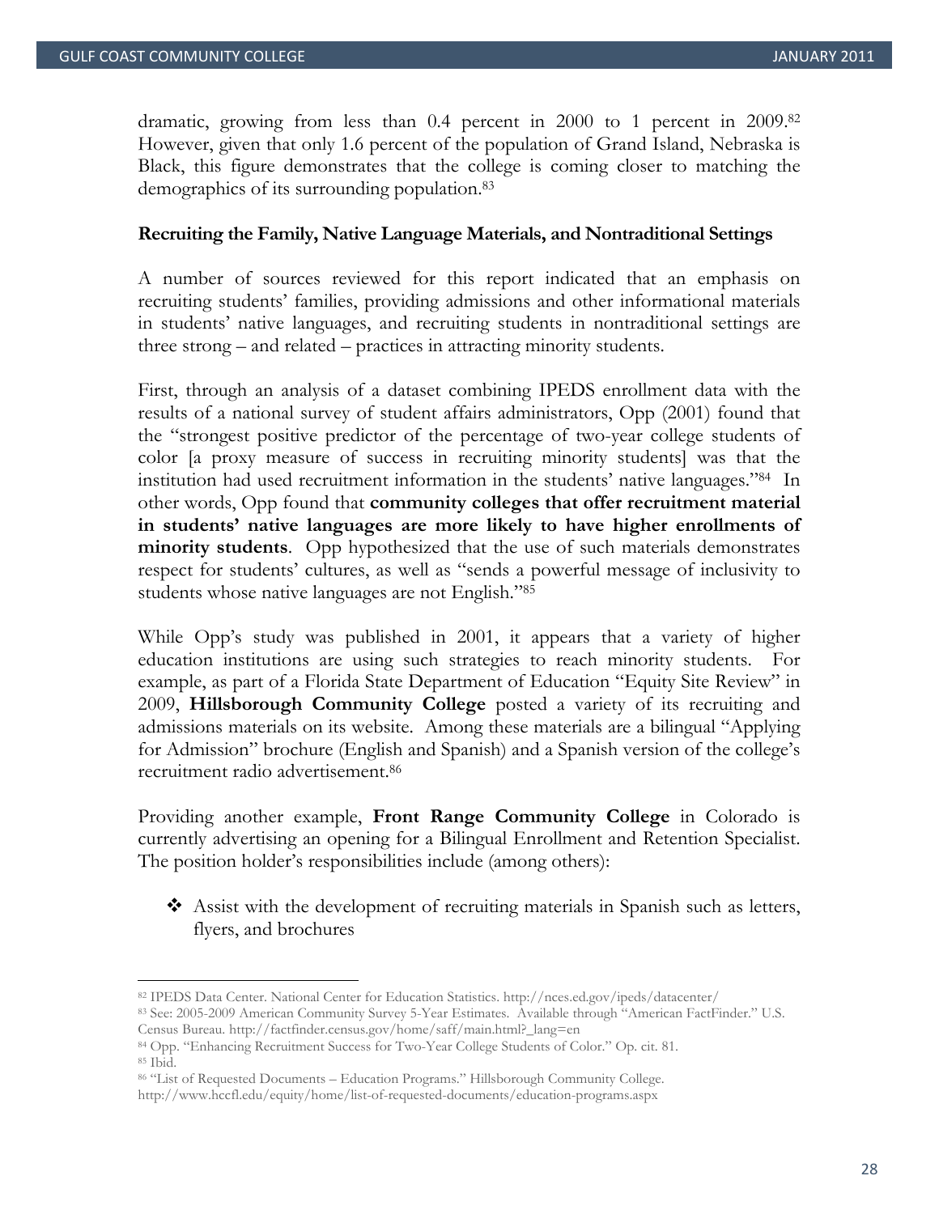dramatic, growing from less than 0.4 percent in 2000 to 1 percent in 2009.[82] However, given that only 1.6 percent of the population of Grand Island, Nebraska is Black, this figure demonstrates that the college is coming closer to matching the demographics of its surrounding population.[83]

**Recruiting the Family, Native Language Materials, and Nontraditional Settings**

A number of sources reviewed for this report indicated that an emphasis on recruiting students' families, providing admissions and other informational materials in students' native languages, and recruiting students in nontraditional settings are three strong – and related – practices in attracting minority students.

First, through an analysis of a dataset combining IPEDS enrollment data with the results of a national survey of student affairs administrators, Opp (2001) found that the "strongest positive predictor of the percentage of two-year college students of color [a proxy measure of success in recruiting minority students] was that the institution had used recruitment information in the students' native languages."[84] In other words, Opp found that **community colleges that offer recruitment material in students' native languages are more likely to have higher enrollments of minority students**. Opp hypothesized that the use of such materials demonstrates respect for students' cultures, as well as "sends a powerful message of inclusivity to students whose native languages are not English."[85]

While Opp's study was published in 2001, it appears that a variety of higher education institutions are using such strategies to reach minority students. For example, as part of a Florida State Department of Education "Equity Site Review" in 2009, **Hillsborough Community College** posted a variety of its recruiting and admissions materials on its website. Among these materials are a bilingual "Applying for Admission" brochure (English and Spanish) and a Spanish version of the college's recruitment radio advertisement.[86]

Providing another example, **Front Range Community College** in Colorado is currently advertising an opening for a Bilingual Enrollment and Retention Specialist. The position holder's responsibilities include (among others):

- Assist with the development of recruiting materials in Spanish such as letters, flyers, and brochures

---

[82] IPEDS Data Center. National Center for Education Statistics. http://nces.ed.gov/ipeds/datacenter/

[83] See: 2005-2009 American Community Survey 5-Year Estimates. Available through "American FactFinder." U.S. Census Bureau. http://factfinder.census.gov/home/saff/main.html?_lang=en

[84] Opp. "Enhancing Recruitment Success for Two-Year College Students of Color." Op. cit. 81.

[85] Ibid.

[86] "List of Requested Documents – Education Programs." Hillsborough Community College. http://www.hccfl.edu/equity/home/list-of-requested-documents/education-programs.aspx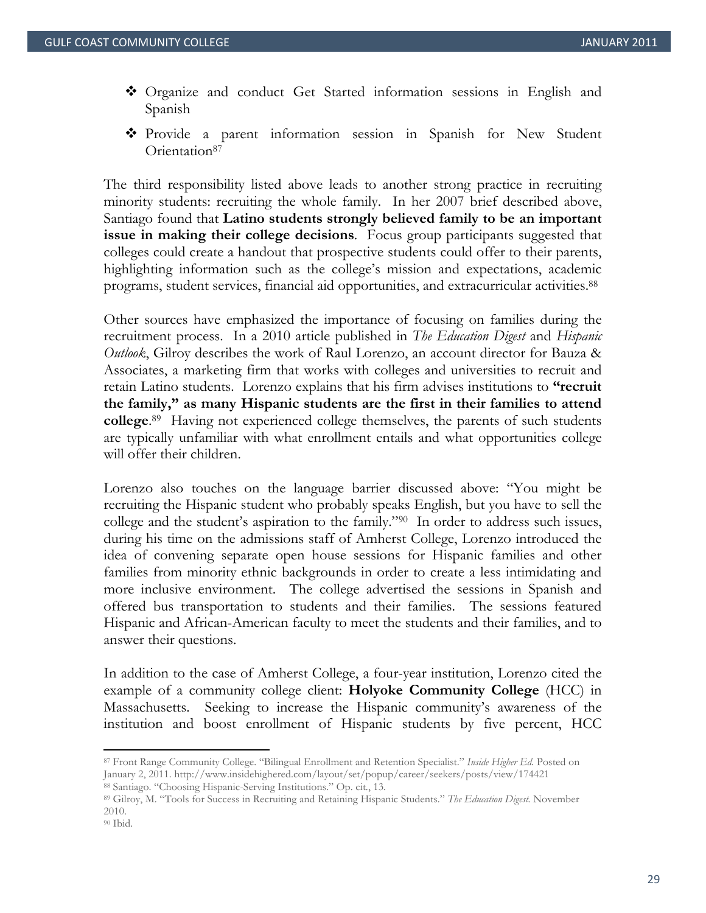- Organize and conduct Get Started information sessions in English and Spanish
- Provide a parent information session in Spanish for New Student Orientation[87]

The third responsibility listed above leads to another strong practice in recruiting minority students: recruiting the whole family. In her 2007 brief described above, Santiago found that **Latino students strongly believed family to be an important issue in making their college decisions**. Focus group participants suggested that colleges could create a handout that prospective students could offer to their parents, highlighting information such as the college's mission and expectations, academic programs, student services, financial aid opportunities, and extracurricular activities.[88]

Other sources have emphasized the importance of focusing on families during the recruitment process. In a 2010 article published in *The Education Digest* and *Hispanic Outlook*, Gilroy describes the work of Raul Lorenzo, an account director for Bauza & Associates, a marketing firm that works with colleges and universities to recruit and retain Latino students. Lorenzo explains that his firm advises institutions to **"recruit the family," as many Hispanic students are the first in their families to attend college**.[89] Having not experienced college themselves, the parents of such students are typically unfamiliar with what enrollment entails and what opportunities college will offer their children.

Lorenzo also touches on the language barrier discussed above: "You might be recruiting the Hispanic student who probably speaks English, but you have to sell the college and the student's aspiration to the family."[90] In order to address such issues, during his time on the admissions staff of Amherst College, Lorenzo introduced the idea of convening separate open house sessions for Hispanic families and other families from minority ethnic backgrounds in order to create a less intimidating and more inclusive environment. The college advertised the sessions in Spanish and offered bus transportation to students and their families. The sessions featured Hispanic and African-American faculty to meet the students and their families, and to answer their questions.

In addition to the case of Amherst College, a four-year institution, Lorenzo cited the example of a community college client: **Holyoke Community College** (HCC) in Massachusetts. Seeking to increase the Hispanic community's awareness of the institution and boost enrollment of Hispanic students by five percent, HCC

---

[87] Front Range Community College. "Bilingual Enrollment and Retention Specialist." *Inside Higher Ed*. Posted on January 2, 2011. http://www.insidehighered.com/layout/set/popup/career/seekers/posts/view/174421

[88] Santiago. "Choosing Hispanic-Serving Institutions." Op. cit., 13.

[89] Gilroy, M. "Tools for Success in Recruiting and Retaining Hispanic Students." *The Education Digest*. November 2010.

[90] Ibid.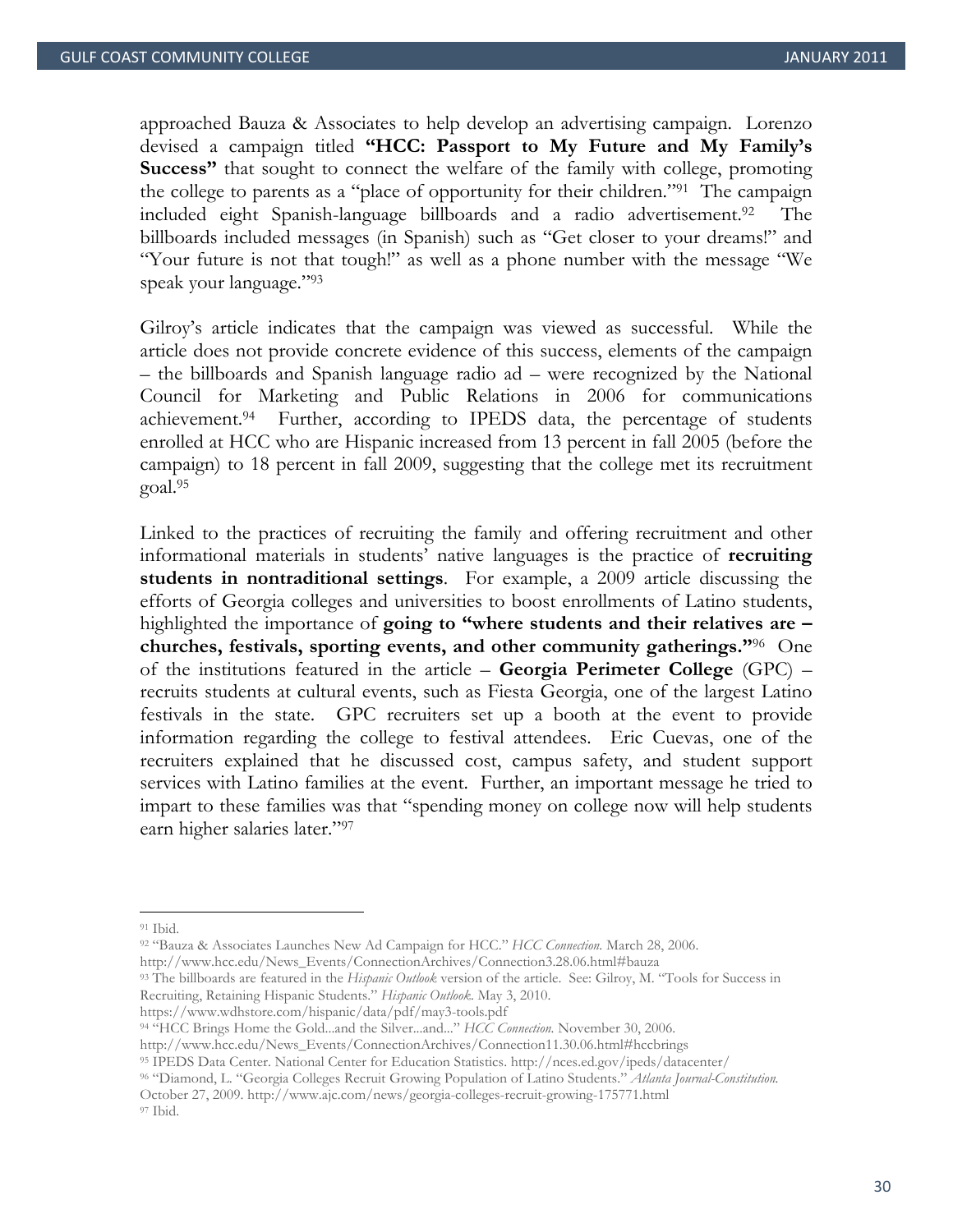approached Bauza & Associates to help develop an advertising campaign. Lorenzo devised a campaign titled **"HCC: Passport to My Future and My Family's Success"** that sought to connect the welfare of the family with college, promoting the college to parents as a "place of opportunity for their children."[91] The campaign included eight Spanish-language billboards and a radio advertisement.[92] The billboards included messages (in Spanish) such as "Get closer to your dreams!" and "Your future is not that tough!" as well as a phone number with the message "We speak your language."[93]

Gilroy's article indicates that the campaign was viewed as successful. While the article does not provide concrete evidence of this success, elements of the campaign – the billboards and Spanish language radio ad – were recognized by the National Council for Marketing and Public Relations in 2006 for communications achievement.[94] Further, according to IPEDS data, the percentage of students enrolled at HCC who are Hispanic increased from 13 percent in fall 2005 (before the campaign) to 18 percent in fall 2009, suggesting that the college met its recruitment goal.[95]

Linked to the practices of recruiting the family and offering recruitment and other informational materials in students' native languages is the practice of **recruiting students in nontraditional settings**. For example, a 2009 article discussing the efforts of Georgia colleges and universities to boost enrollments of Latino students, highlighted the importance of **going to "where students and their relatives are – churches, festivals, sporting events, and other community gatherings."**[96] One of the institutions featured in the article – **Georgia Perimeter College** (GPC) – recruits students at cultural events, such as Fiesta Georgia, one of the largest Latino festivals in the state. GPC recruiters set up a booth at the event to provide information regarding the college to festival attendees. Eric Cuevas, one of the recruiters explained that he discussed cost, campus safety, and student support services with Latino families at the event. Further, an important message he tried to impart to these families was that "spending money on college now will help students earn higher salaries later."[97]

---

[91] Ibid.

[92] "Bauza & Associates Launches New Ad Campaign for HCC." *HCC Connection.* March 28, 2006. http://www.hcc.edu/News_Events/ConnectionArchives/Connection3.28.06.html#bauza

[93] The billboards are featured in the *Hispanic Outlook* version of the article. See: Gilroy, M. "Tools for Success in Recruiting, Retaining Hispanic Students." *Hispanic Outlook.* May 3, 2010. https://www.wdhstore.com/hispanic/data/pdf/may3-tools.pdf

[94] "HCC Brings Home the Gold...and the Silver...and..." *HCC Connection.* November 30, 2006. http://www.hcc.edu/News_Events/ConnectionArchives/Connection11.30.06.html#hccbrings

[95] IPEDS Data Center. National Center for Education Statistics. http://nces.ed.gov/ipeds/datacenter/

[96] "Diamond, L. "Georgia Colleges Recruit Growing Population of Latino Students." *Atlanta Journal-Constitution.* October 27, 2009. http://www.ajc.com/news/georgia-colleges-recruit-growing-175771.html

[97] Ibid.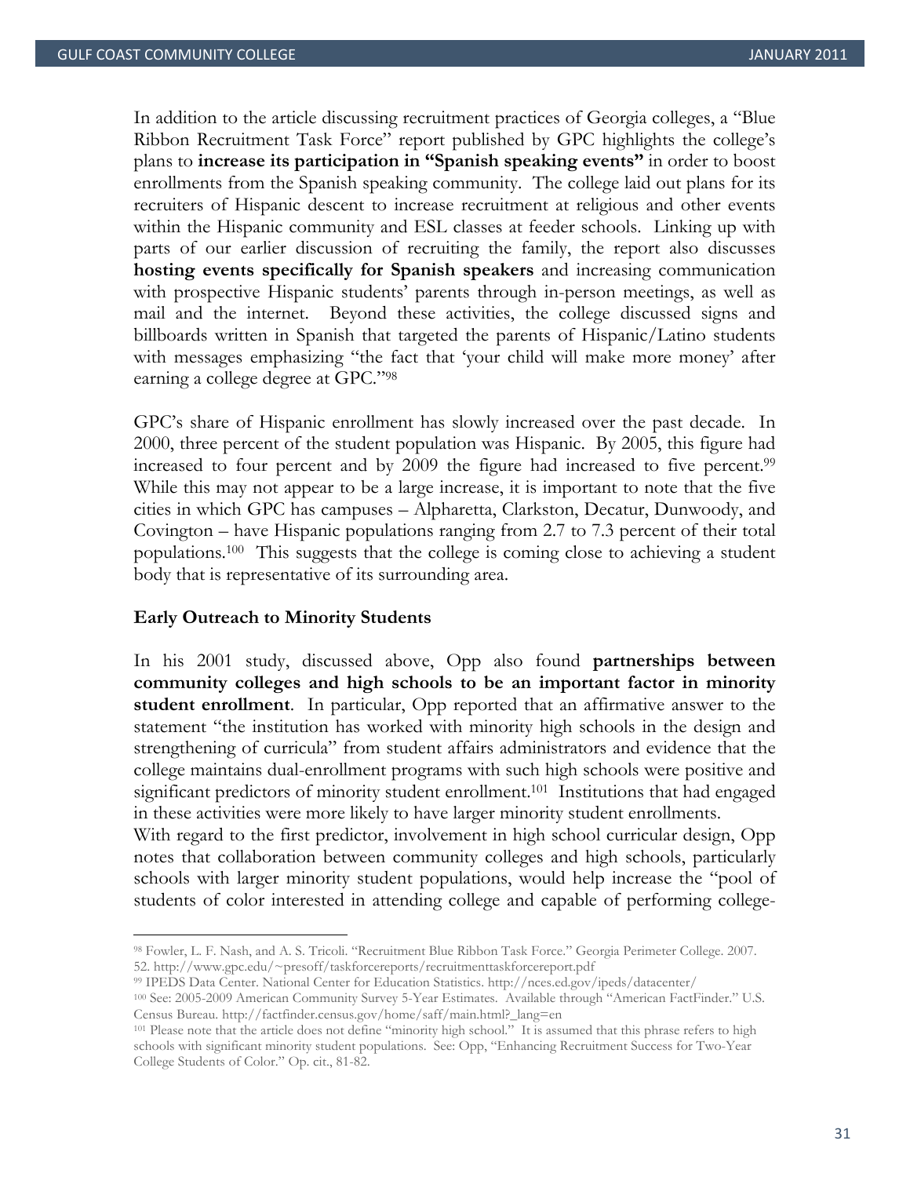In addition to the article discussing recruitment practices of Georgia colleges, a "Blue Ribbon Recruitment Task Force" report published by GPC highlights the college's plans to **increase its participation in "Spanish speaking events"** in order to boost enrollments from the Spanish speaking community. The college laid out plans for its recruiters of Hispanic descent to increase recruitment at religious and other events within the Hispanic community and ESL classes at feeder schools. Linking up with parts of our earlier discussion of recruiting the family, the report also discusses **hosting events specifically for Spanish speakers** and increasing communication with prospective Hispanic students' parents through in-person meetings, as well as mail and the internet. Beyond these activities, the college discussed signs and billboards written in Spanish that targeted the parents of Hispanic/Latino students with messages emphasizing "the fact that 'your child will make more money' after earning a college degree at GPC."[98]

GPC's share of Hispanic enrollment has slowly increased over the past decade. In 2000, three percent of the student population was Hispanic. By 2005, this figure had increased to four percent and by 2009 the figure had increased to five percent.[99] While this may not appear to be a large increase, it is important to note that the five cities in which GPC has campuses – Alpharetta, Clarkston, Decatur, Dunwoody, and Covington – have Hispanic populations ranging from 2.7 to 7.3 percent of their total populations.[100] This suggests that the college is coming close to achieving a student body that is representative of its surrounding area.

**Early Outreach to Minority Students**

In his 2001 study, discussed above, Opp also found **partnerships between community colleges and high schools to be an important factor in minority student enrollment**. In particular, Opp reported that an affirmative answer to the statement "the institution has worked with minority high schools in the design and strengthening of curricula" from student affairs administrators and evidence that the college maintains dual-enrollment programs with such high schools were positive and significant predictors of minority student enrollment.[101] Institutions that had engaged in these activities were more likely to have larger minority student enrollments.

With regard to the first predictor, involvement in high school curricular design, Opp notes that collaboration between community colleges and high schools, particularly schools with larger minority student populations, would help increase the "pool of students of color interested in attending college and capable of performing college-

---

[98] Fowler, L. F. Nash, and A. S. Tricoli. "Recruitment Blue Ribbon Task Force." Georgia Perimeter College. 2007. 52. http://www.gpc.edu/~presoff/taskforcereports/recruitmenttaskforcereport.pdf

[99] IPEDS Data Center. National Center for Education Statistics. http://nces.ed.gov/ipeds/datacenter/

[100] See: 2005-2009 American Community Survey 5-Year Estimates. Available through "American FactFinder." U.S. Census Bureau. http://factfinder.census.gov/home/saff/main.html?_lang=en

[101] Please note that the article does not define "minority high school." It is assumed that this phrase refers to high schools with significant minority student populations. See: Opp, "Enhancing Recruitment Success for Two-Year College Students of Color." Op. cit., 81-82.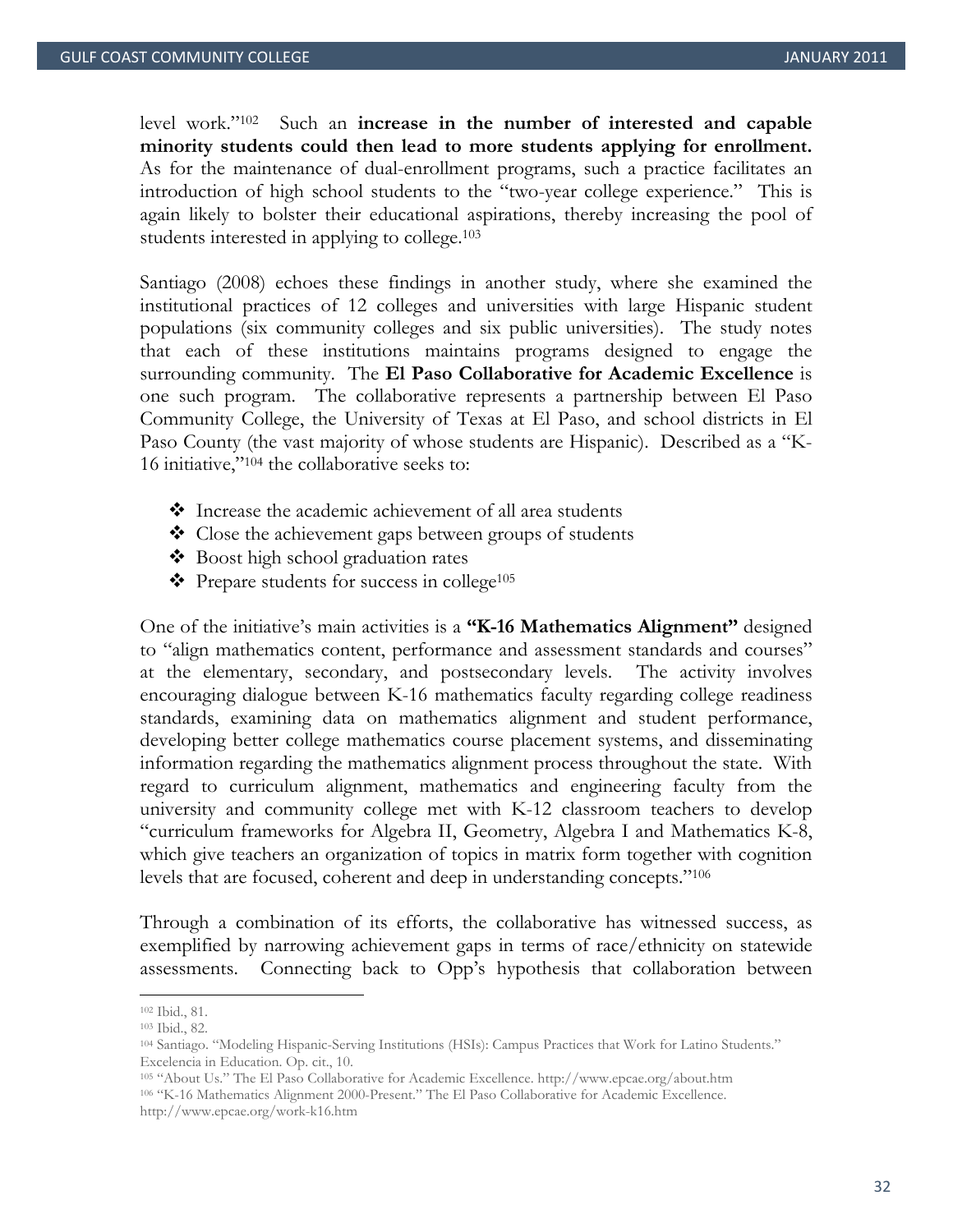level work."[102] Such an **increase in the number of interested and capable minority students could then lead to more students applying for enrollment.** As for the maintenance of dual-enrollment programs, such a practice facilitates an introduction of high school students to the "two-year college experience." This is again likely to bolster their educational aspirations, thereby increasing the pool of students interested in applying to college.[103]

Santiago (2008) echoes these findings in another study, where she examined the institutional practices of 12 colleges and universities with large Hispanic student populations (six community colleges and six public universities). The study notes that each of these institutions maintains programs designed to engage the surrounding community. The **El Paso Collaborative for Academic Excellence** is one such program. The collaborative represents a partnership between El Paso Community College, the University of Texas at El Paso, and school districts in El Paso County (the vast majority of whose students are Hispanic). Described as a "K-16 initiative,"[104] the collaborative seeks to:

- Increase the academic achievement of all area students
- Close the achievement gaps between groups of students
- Boost high school graduation rates
- Prepare students for success in college[105]

One of the initiative's main activities is a **"K-16 Mathematics Alignment"** designed to "align mathematics content, performance and assessment standards and courses" at the elementary, secondary, and postsecondary levels. The activity involves encouraging dialogue between K-16 mathematics faculty regarding college readiness standards, examining data on mathematics alignment and student performance, developing better college mathematics course placement systems, and disseminating information regarding the mathematics alignment process throughout the state. With regard to curriculum alignment, mathematics and engineering faculty from the university and community college met with K-12 classroom teachers to develop "curriculum frameworks for Algebra II, Geometry, Algebra I and Mathematics K-8, which give teachers an organization of topics in matrix form together with cognition levels that are focused, coherent and deep in understanding concepts."[106]

Through a combination of its efforts, the collaborative has witnessed success, as exemplified by narrowing achievement gaps in terms of race/ethnicity on statewide assessments. Connecting back to Opp's hypothesis that collaboration between

---

[102] Ibid., 81.

[103] Ibid., 82.

[104] Santiago. "Modeling Hispanic-Serving Institutions (HSIs): Campus Practices that Work for Latino Students." Excelencia in Education. Op. cit., 10.

[105] "About Us." The El Paso Collaborative for Academic Excellence. http://www.epcae.org/about.htm

[106] "K-16 Mathematics Alignment 2000-Present." The El Paso Collaborative for Academic Excellence. http://www.epcae.org/work-k16.htm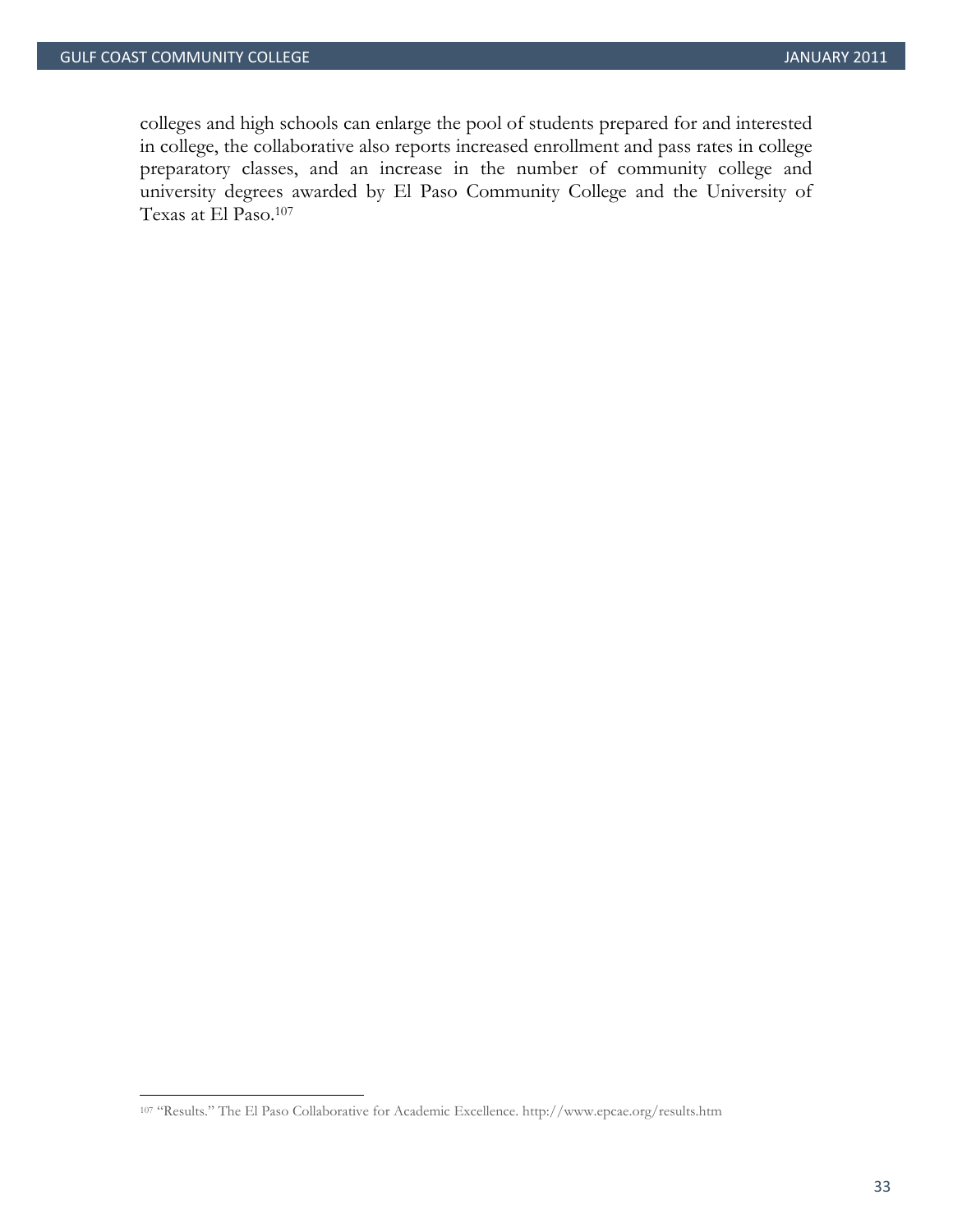colleges and high schools can enlarge the pool of students prepared for and interested in college, the collaborative also reports increased enrollment and pass rates in college preparatory classes, and an increase in the number of community college and university degrees awarded by El Paso Community College and the University of Texas at El Paso.[107]

---

[107] "Results." The El Paso Collaborative for Academic Excellence. http://www.epcae.org/results.htm